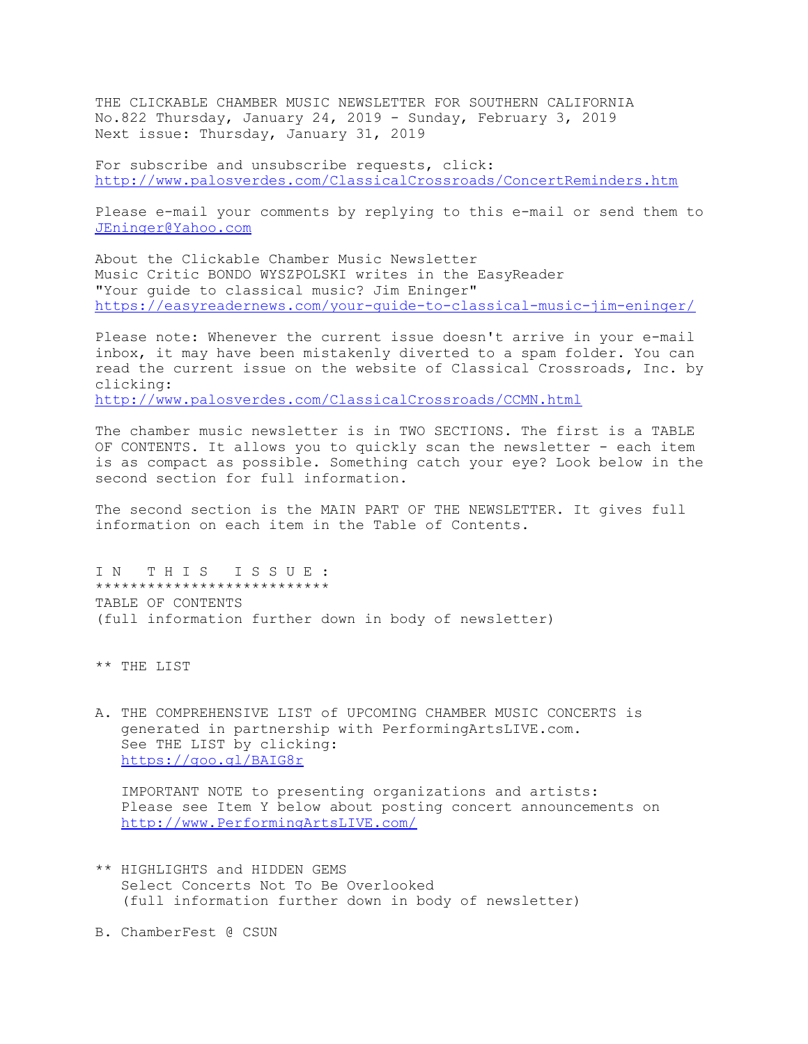THE CLICKABLE CHAMBER MUSIC NEWSLETTER FOR SOUTHERN CALIFORNIA
No.822 Thursday, January 24, 2019 - Sunday, February 3, 2019
Next issue: Thursday, January 31, 2019

For subscribe and unsubscribe requests, click:
http://www.palosverdes.com/ClassicalCrossroads/ConcertReminders.htm

Please e-mail your comments by replying to this e-mail or send them to JEninger@Yahoo.com

About the Clickable Chamber Music Newsletter
Music Critic BONDO WYSZPOLSKI writes in the EasyReader
"Your guide to classical music? Jim Eninger"
https://easyreadernews.com/your-guide-to-classical-music-jim-eninger/

Please note: Whenever the current issue doesn't arrive in your e-mail inbox, it may have been mistakenly diverted to a spam folder. You can read the current issue on the website of Classical Crossroads, Inc. by clicking:
http://www.palosverdes.com/ClassicalCrossroads/CCMN.html

The chamber music newsletter is in TWO SECTIONS. The first is a TABLE OF CONTENTS. It allows you to quickly scan the newsletter - each item is as compact as possible. Something catch your eye? Look below in the second section for full information.

The second section is the MAIN PART OF THE NEWSLETTER. It gives full information on each item in the Table of Contents.

I N   T H I S   I S S U E :
***************************
TABLE OF CONTENTS
(full information further down in body of newsletter)

** THE LIST

A. THE COMPREHENSIVE LIST of UPCOMING CHAMBER MUSIC CONCERTS is generated in partnership with PerformingArtsLIVE.com.
   See THE LIST by clicking:
   https://goo.gl/BAIG8r

   IMPORTANT NOTE to presenting organizations and artists:
   Please see Item Y below about posting concert announcements on http://www.PerformingArtsLIVE.com/

** HIGHLIGHTS and HIDDEN GEMS
   Select Concerts Not To Be Overlooked
   (full information further down in body of newsletter)

B. ChamberFest @ CSUN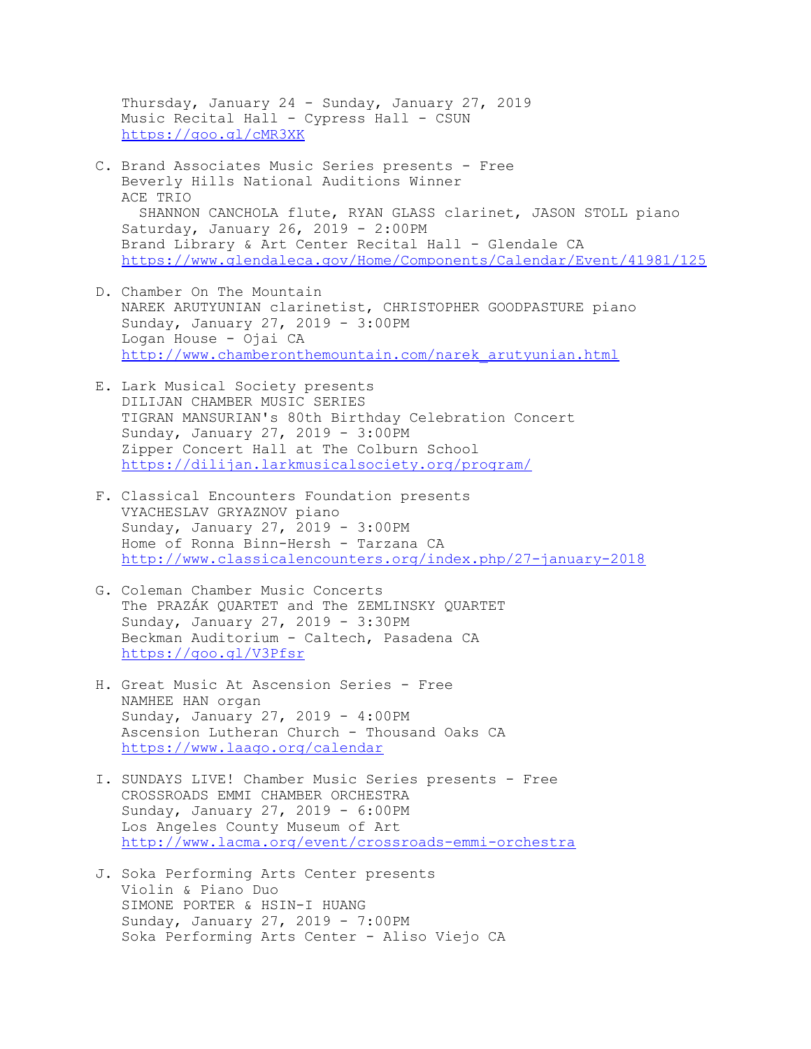Thursday, January 24 - Sunday, January 27, 2019
Music Recital Hall - Cypress Hall - CSUN
https://goo.gl/cMR3XK

C. Brand Associates Music Series presents - Free
Beverly Hills National Auditions Winner
ACE TRIO
SHANNON CANCHOLA flute, RYAN GLASS clarinet, JASON STOLL piano
Saturday, January 26, 2019 - 2:00PM
Brand Library & Art Center Recital Hall - Glendale CA
https://www.glendaleca.gov/Home/Components/Calendar/Event/41981/125

D. Chamber On The Mountain
NAREK ARUTYUNIAN clarinetist, CHRISTOPHER GOODPASTURE piano
Sunday, January 27, 2019 - 3:00PM
Logan House - Ojai CA
http://www.chamberonthemountain.com/narek_arutyunian.html

E. Lark Musical Society presents
DILIJAN CHAMBER MUSIC SERIES
TIGRAN MANSURIAN's 80th Birthday Celebration Concert
Sunday, January 27, 2019 - 3:00PM
Zipper Concert Hall at The Colburn School
https://dilijan.larkmusicalsociety.org/program/

F. Classical Encounters Foundation presents
VYACHESLAV GRYAZNOV piano
Sunday, January 27, 2019 - 3:00PM
Home of Ronna Binn-Hersh - Tarzana CA
http://www.classicalencounters.org/index.php/27-january-2018

G. Coleman Chamber Music Concerts
The PRAZÁK QUARTET and The ZEMLINSKY QUARTET
Sunday, January 27, 2019 - 3:30PM
Beckman Auditorium - Caltech, Pasadena CA
https://goo.gl/V3Pfsr

H. Great Music At Ascension Series - Free
NAMHEE HAN organ
Sunday, January 27, 2019 - 4:00PM
Ascension Lutheran Church - Thousand Oaks CA
https://www.laago.org/calendar

I. SUNDAYS LIVE! Chamber Music Series presents - Free
CROSSROADS EMMI CHAMBER ORCHESTRA
Sunday, January 27, 2019 - 6:00PM
Los Angeles County Museum of Art
http://www.lacma.org/event/crossroads-emmi-orchestra

J. Soka Performing Arts Center presents
Violin & Piano Duo
SIMONE PORTER & HSIN-I HUANG
Sunday, January 27, 2019 - 7:00PM
Soka Performing Arts Center - Aliso Viejo CA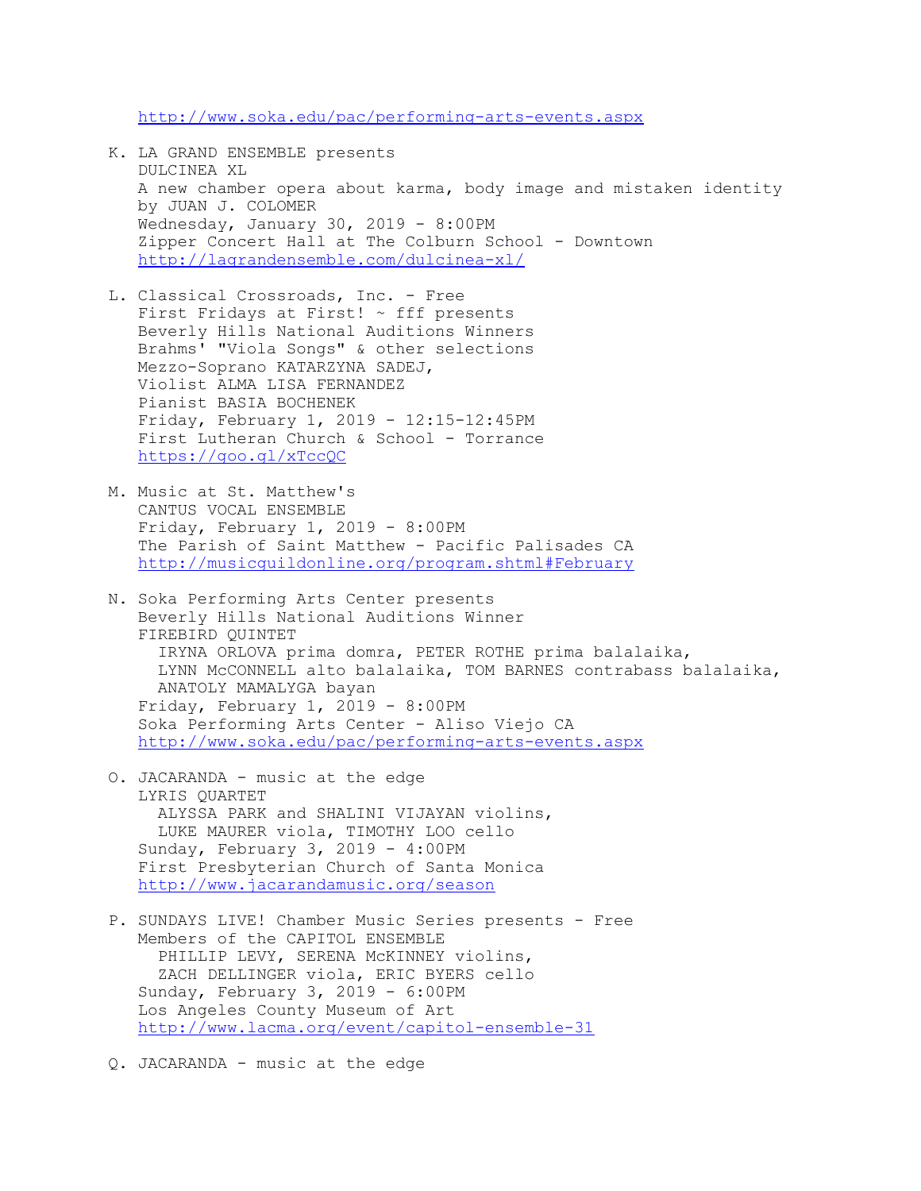http://www.soka.edu/pac/performing-arts-events.aspx

K. LA GRAND ENSEMBLE presents
   DULCINEA XL
   A new chamber opera about karma, body image and mistaken identity
   by JUAN J. COLOMER
   Wednesday, January 30, 2019 - 8:00PM
   Zipper Concert Hall at The Colburn School - Downtown
   http://lagrandensemble.com/dulcinea-xl/

L. Classical Crossroads, Inc. - Free
   First Fridays at First! ~ fff presents
   Beverly Hills National Auditions Winners
   Brahms' "Viola Songs" & other selections
   Mezzo-Soprano KATARZYNA SADEJ,
   Violist ALMA LISA FERNANDEZ
   Pianist BASIA BOCHENEK
   Friday, February 1, 2019 - 12:15-12:45PM
   First Lutheran Church & School - Torrance
   https://goo.gl/xTccQC

M. Music at St. Matthew's
   CANTUS VOCAL ENSEMBLE
   Friday, February 1, 2019 - 8:00PM
   The Parish of Saint Matthew - Pacific Palisades CA
   http://musicguildonline.org/program.shtml#February

N. Soka Performing Arts Center presents
   Beverly Hills National Auditions Winner
   FIREBIRD QUINTET
   IRYNA ORLOVA prima domra, PETER ROTHE prima balalaika,
   LYNN McCONNELL alto balalaika, TOM BARNES contrabass balalaika,
   ANATOLY MAMALYGA bayan
   Friday, February 1, 2019 - 8:00PM
   Soka Performing Arts Center - Aliso Viejo CA
   http://www.soka.edu/pac/performing-arts-events.aspx

O. JACARANDA - music at the edge
   LYRIS QUARTET
   ALYSSA PARK and SHALINI VIJAYAN violins,
   LUKE MAURER viola, TIMOTHY LOO cello
   Sunday, February 3, 2019 - 4:00PM
   First Presbyterian Church of Santa Monica
   http://www.jacarandamusic.org/season

P. SUNDAYS LIVE! Chamber Music Series presents - Free
   Members of the CAPITOL ENSEMBLE
   PHILLIP LEVY, SERENA McKINNEY violins,
   ZACH DELLINGER viola, ERIC BYERS cello
   Sunday, February 3, 2019 - 6:00PM
   Los Angeles County Museum of Art
   http://www.lacma.org/event/capitol-ensemble-31

Q. JACARANDA - music at the edge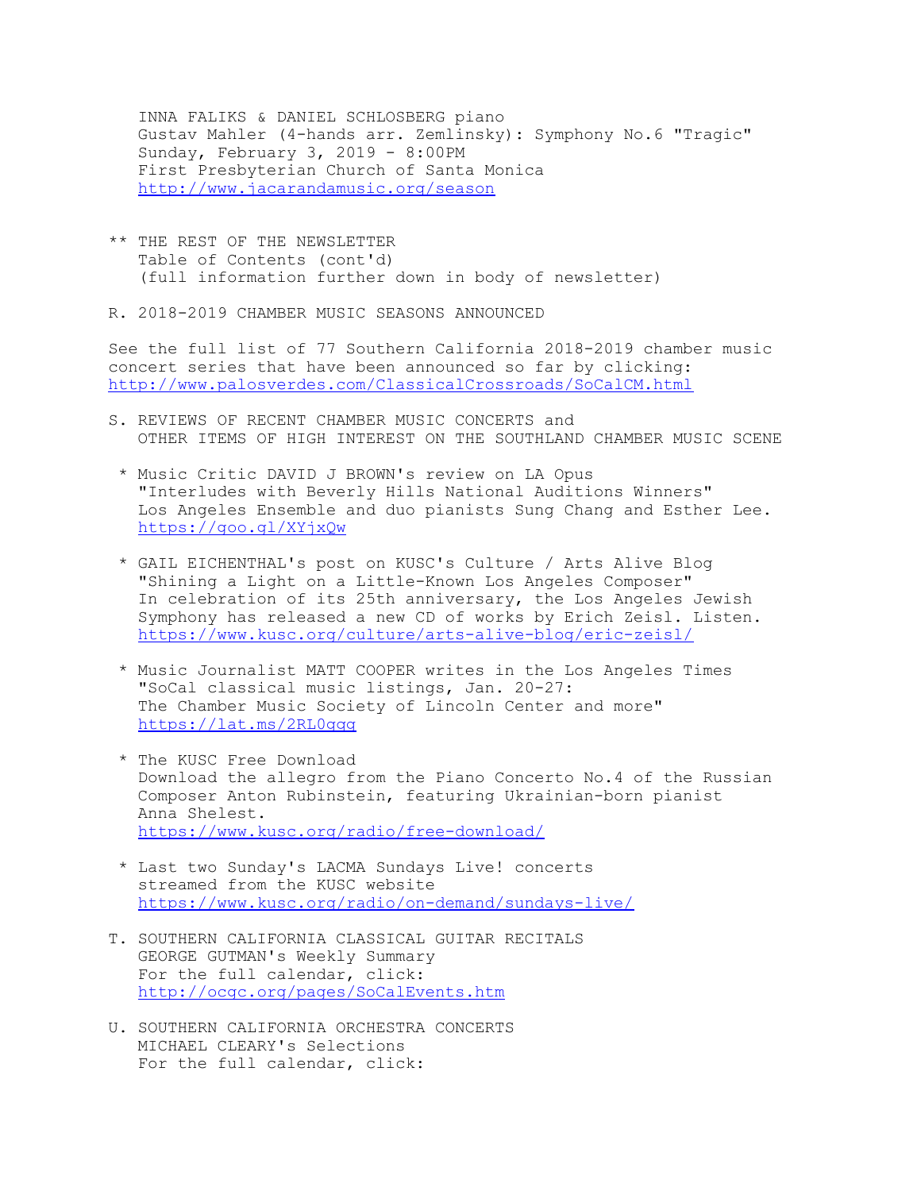INNA FALIKS & DANIEL SCHLOSBERG piano
Gustav Mahler (4-hands arr. Zemlinsky): Symphony No.6 "Tragic"
Sunday, February 3, 2019 - 8:00PM
First Presbyterian Church of Santa Monica
http://www.jacarandamusic.org/season

** THE REST OF THE NEWSLETTER
Table of Contents (cont'd)
(full information further down in body of newsletter)

R. 2018-2019 CHAMBER MUSIC SEASONS ANNOUNCED

See the full list of 77 Southern California 2018-2019 chamber music concert series that have been announced so far by clicking:
http://www.palosverdes.com/ClassicalCrossroads/SoCalCM.html

S. REVIEWS OF RECENT CHAMBER MUSIC CONCERTS and
OTHER ITEMS OF HIGH INTEREST ON THE SOUTHLAND CHAMBER MUSIC SCENE

* Music Critic DAVID J BROWN's review on LA Opus
  "Interludes with Beverly Hills National Auditions Winners"
  Los Angeles Ensemble and duo pianists Sung Chang and Esther Lee.
  https://goo.gl/XYjxQw

* GAIL EICHENTHAL's post on KUSC's Culture / Arts Alive Blog
  "Shining a Light on a Little-Known Los Angeles Composer"
  In celebration of its 25th anniversary, the Los Angeles Jewish Symphony has released a new CD of works by Erich Zeisl. Listen.
  https://www.kusc.org/culture/arts-alive-blog/eric-zeisl/

* Music Journalist MATT COOPER writes in the Los Angeles Times
  "SoCal classical music listings, Jan. 20-27:
  The Chamber Music Society of Lincoln Center and more"
  https://lat.ms/2RL0qgg

* The KUSC Free Download
  Download the allegro from the Piano Concerto No.4 of the Russian Composer Anton Rubinstein, featuring Ukrainian-born pianist Anna Shelest.
  https://www.kusc.org/radio/free-download/

* Last two Sunday's LACMA Sundays Live! concerts
  streamed from the KUSC website
  https://www.kusc.org/radio/on-demand/sundays-live/

T. SOUTHERN CALIFORNIA CLASSICAL GUITAR RECITALS
GEORGE GUTMAN's Weekly Summary
For the full calendar, click:
http://ocgc.org/pages/SoCalEvents.htm

U. SOUTHERN CALIFORNIA ORCHESTRA CONCERTS
MICHAEL CLEARY's Selections
For the full calendar, click: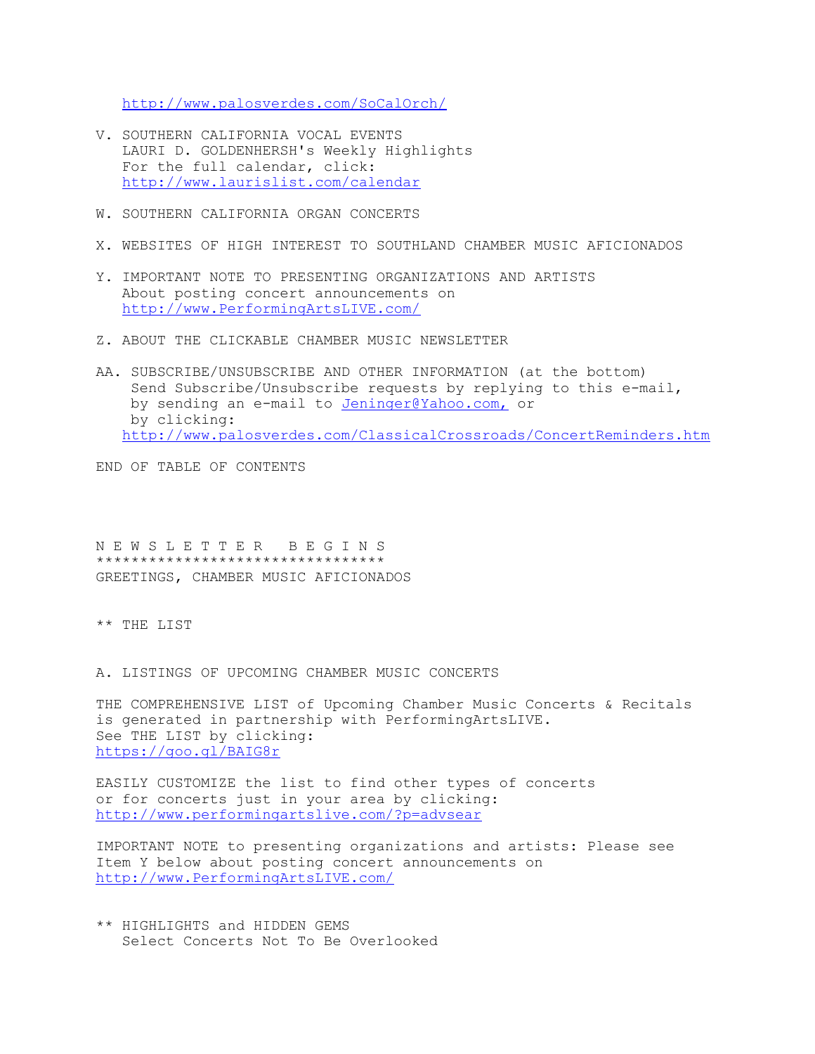http://www.palosverdes.com/SoCalOrch/

V. SOUTHERN CALIFORNIA VOCAL EVENTS
   LAURI D. GOLDENHERSH's Weekly Highlights
   For the full calendar, click:
   http://www.laurislist.com/calendar

W. SOUTHERN CALIFORNIA ORGAN CONCERTS

X. WEBSITES OF HIGH INTEREST TO SOUTHLAND CHAMBER MUSIC AFICIONADOS

Y. IMPORTANT NOTE TO PRESENTING ORGANIZATIONS AND ARTISTS
   About posting concert announcements on
   http://www.PerformingArtsLIVE.com/

Z. ABOUT THE CLICKABLE CHAMBER MUSIC NEWSLETTER

AA. SUBSCRIBE/UNSUBSCRIBE AND OTHER INFORMATION (at the bottom)
    Send Subscribe/Unsubscribe requests by replying to this e-mail,
    by sending an e-mail to Jeninger@Yahoo.com, or
    by clicking:
   http://www.palosverdes.com/ClassicalCrossroads/ConcertReminders.htm

END OF TABLE OF CONTENTS

N E W S L E T T E R   B E G I N S
********************************
GREETINGS, CHAMBER MUSIC AFICIONADOS

** THE LIST

A. LISTINGS OF UPCOMING CHAMBER MUSIC CONCERTS

THE COMPREHENSIVE LIST of Upcoming Chamber Music Concerts & Recitals
is generated in partnership with PerformingArtsLIVE.
See THE LIST by clicking:
https://goo.gl/BAIG8r

EASILY CUSTOMIZE the list to find other types of concerts
or for concerts just in your area by clicking:
http://www.performingartslive.com/?p=advsear

IMPORTANT NOTE to presenting organizations and artists: Please see
Item Y below about posting concert announcements on
http://www.PerformingArtsLIVE.com/

** HIGHLIGHTS and HIDDEN GEMS
   Select Concerts Not To Be Overlooked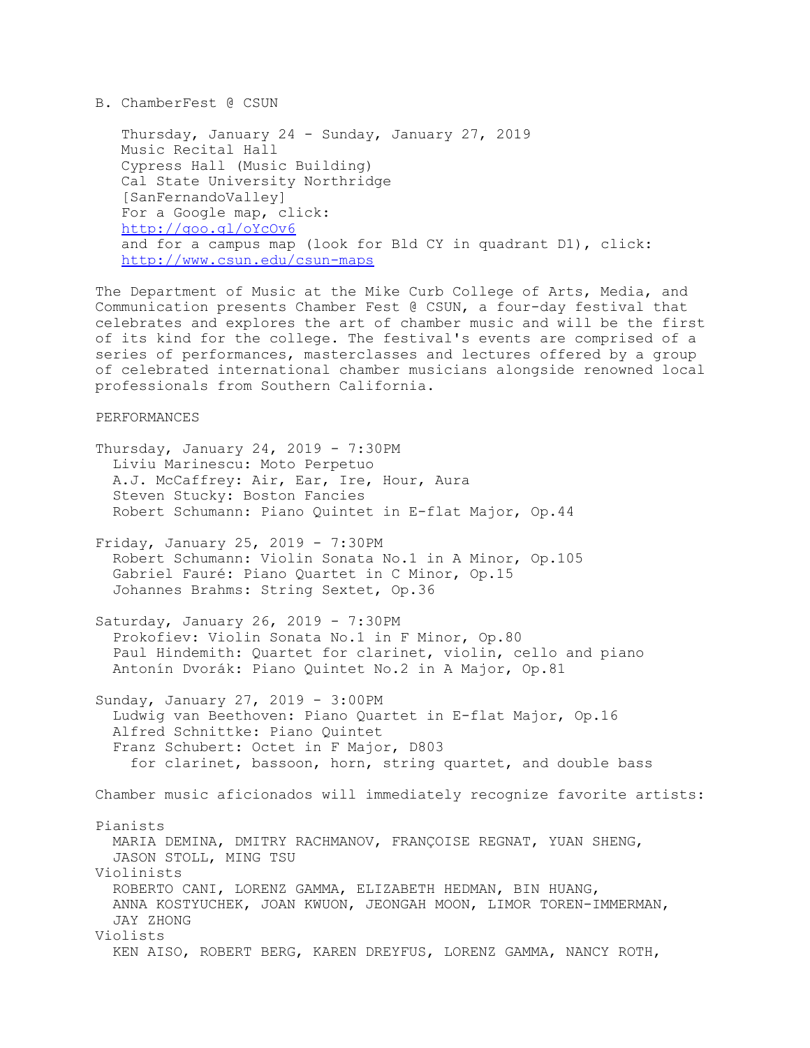B. ChamberFest @ CSUN

Thursday, January 24 - Sunday, January 27, 2019
Music Recital Hall
Cypress Hall (Music Building)
Cal State University Northridge
[SanFernandoValley]
For a Google map, click:
http://goo.gl/oYcOv6
and for a campus map (look for Bld CY in quadrant D1), click:
http://www.csun.edu/csun-maps

The Department of Music at the Mike Curb College of Arts, Media, and Communication presents Chamber Fest @ CSUN, a four-day festival that celebrates and explores the art of chamber music and will be the first of its kind for the college. The festival's events are comprised of a series of performances, masterclasses and lectures offered by a group of celebrated international chamber musicians alongside renowned local professionals from Southern California.

PERFORMANCES

Thursday, January 24, 2019 - 7:30PM
- Liviu Marinescu: Moto Perpetuo
- A.J. McCaffrey: Air, Ear, Ire, Hour, Aura
- Steven Stucky: Boston Fancies
- Robert Schumann: Piano Quintet in E-flat Major, Op.44

Friday, January 25, 2019 - 7:30PM
- Robert Schumann: Violin Sonata No.1 in A Minor, Op.105
- Gabriel Fauré: Piano Quartet in C Minor, Op.15
- Johannes Brahms: String Sextet, Op.36

Saturday, January 26, 2019 - 7:30PM
- Prokofiev: Violin Sonata No.1 in F Minor, Op.80
- Paul Hindemith: Quartet for clarinet, violin, cello and piano
- Antonín Dvorák: Piano Quintet No.2 in A Major, Op.81

Sunday, January 27, 2019 - 3:00PM
- Ludwig van Beethoven: Piano Quartet in E-flat Major, Op.16
- Alfred Schnittke: Piano Quintet
- Franz Schubert: Octet in F Major, D803
  for clarinet, bassoon, horn, string quartet, and double bass

Chamber music aficionados will immediately recognize favorite artists:

Pianists
MARIA DEMINA, DMITRY RACHMANOV, FRANÇOISE REGNAT, YUAN SHENG, JASON STOLL, MING TSU

Violinists
ROBERTO CANI, LORENZ GAMMA, ELIZABETH HEDMAN, BIN HUANG, ANNA KOSTYUCHEK, JOAN KWUON, JEONGAH MOON, LIMOR TOREN-IMMERMAN, JAY ZHONG

Violists
KEN AISO, ROBERT BERG, KAREN DREYFUS, LORENZ GAMMA, NANCY ROTH,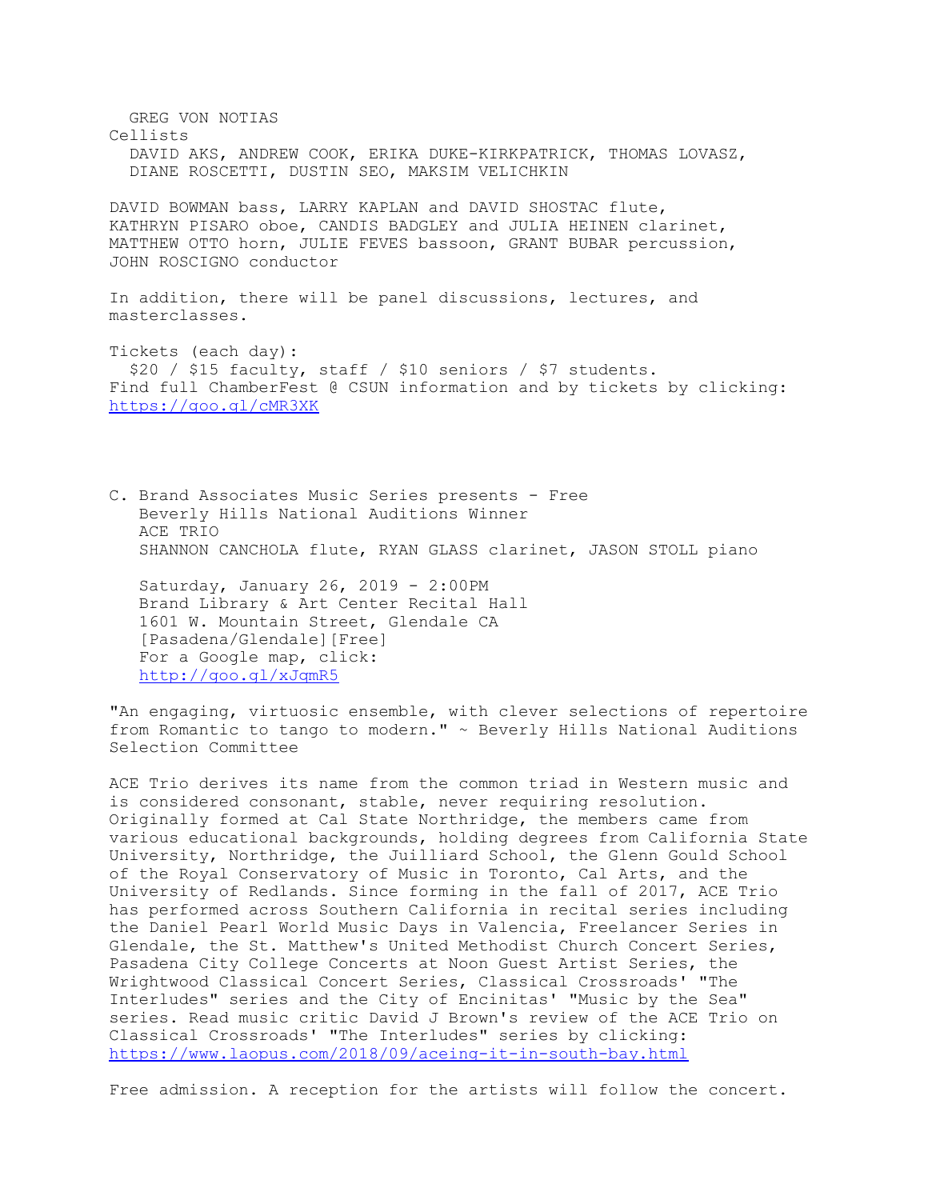GREG VON NOTIAS

Cellists

DAVID AKS, ANDREW COOK, ERIKA DUKE-KIRKPATRICK, THOMAS LOVASZ, DIANE ROSCETTI, DUSTIN SEO, MAKSIM VELICHKIN

DAVID BOWMAN bass, LARRY KAPLAN and DAVID SHOSTAC flute, KATHRYN PISARO oboe, CANDIS BADGLEY and JULIA HEINEN clarinet, MATTHEW OTTO horn, JULIE FEVES bassoon, GRANT BUBAR percussion, JOHN ROSCIGNO conductor

In addition, there will be panel discussions, lectures, and masterclasses.

Tickets (each day):
$20 / $15 faculty, staff / $10 seniors / $7 students.
Find full ChamberFest @ CSUN information and by tickets by clicking:
https://goo.gl/cMR3XK

C. Brand Associates Music Series presents - Free
Beverly Hills National Auditions Winner
ACE TRIO
SHANNON CANCHOLA flute, RYAN GLASS clarinet, JASON STOLL piano

Saturday, January 26, 2019 - 2:00PM
Brand Library & Art Center Recital Hall
1601 W. Mountain Street, Glendale CA
[Pasadena/Glendale][Free]
For a Google map, click:
http://goo.gl/xJqmR5

"An engaging, virtuosic ensemble, with clever selections of repertoire from Romantic to tango to modern." ~ Beverly Hills National Auditions Selection Committee

ACE Trio derives its name from the common triad in Western music and is considered consonant, stable, never requiring resolution. Originally formed at Cal State Northridge, the members came from various educational backgrounds, holding degrees from California State University, Northridge, the Juilliard School, the Glenn Gould School of the Royal Conservatory of Music in Toronto, Cal Arts, and the University of Redlands. Since forming in the fall of 2017, ACE Trio has performed across Southern California in recital series including the Daniel Pearl World Music Days in Valencia, Freelancer Series in Glendale, the St. Matthew's United Methodist Church Concert Series, Pasadena City College Concerts at Noon Guest Artist Series, the Wrightwood Classical Concert Series, Classical Crossroads' "The Interludes" series and the City of Encinitas' "Music by the Sea" series. Read music critic David J Brown's review of the ACE Trio on Classical Crossroads' "The Interludes" series by clicking:
https://www.laopus.com/2018/09/aceing-it-in-south-bay.html

Free admission. A reception for the artists will follow the concert.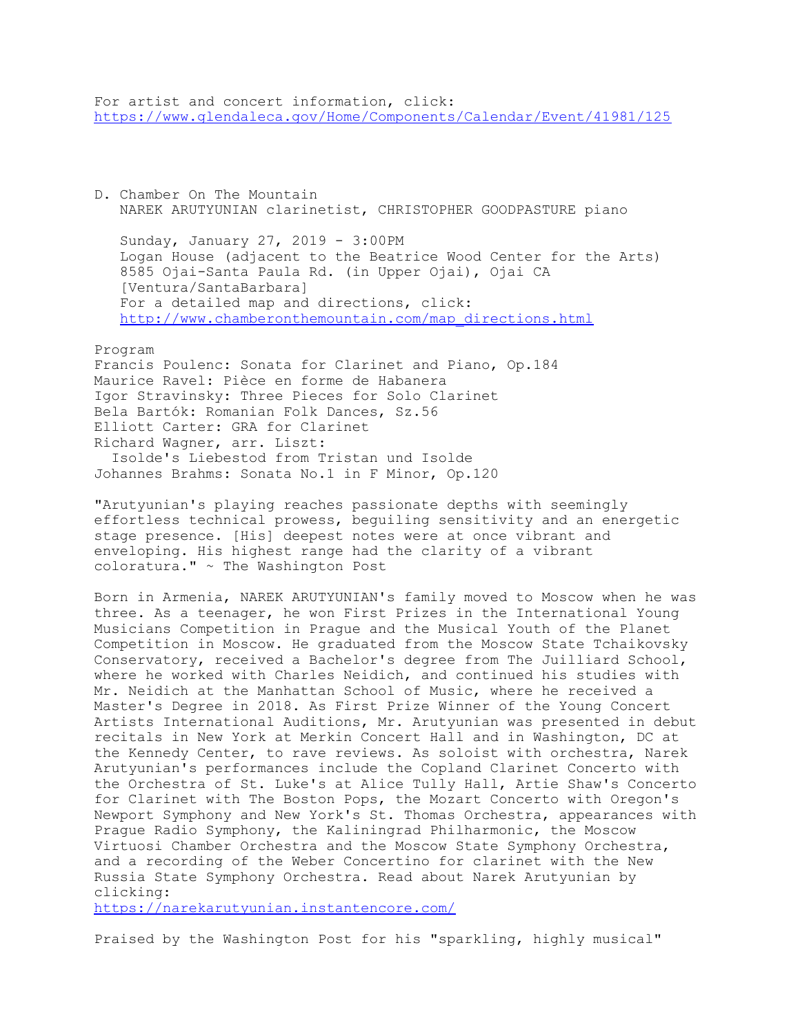For artist and concert information, click:
https://www.glendaleca.gov/Home/Components/Calendar/Event/41981/125

D. Chamber On The Mountain
NAREK ARUTYUNIAN clarinetist, CHRISTOPHER GOODPASTURE piano

Sunday, January 27, 2019 - 3:00PM
Logan House (adjacent to the Beatrice Wood Center for the Arts)
8585 Ojai-Santa Paula Rd. (in Upper Ojai), Ojai CA
[Ventura/SantaBarbara]
For a detailed map and directions, click:
http://www.chamberonthemountain.com/map_directions.html

Program
Francis Poulenc: Sonata for Clarinet and Piano, Op.184
Maurice Ravel: Pièce en forme de Habanera
Igor Stravinsky: Three Pieces for Solo Clarinet
Bela Bartók: Romanian Folk Dances, Sz.56
Elliott Carter: GRA for Clarinet
Richard Wagner, arr. Liszt:
  Isolde's Liebestod from Tristan und Isolde
Johannes Brahms: Sonata No.1 in F Minor, Op.120

"Arutyunian's playing reaches passionate depths with seemingly effortless technical prowess, beguiling sensitivity and an energetic stage presence. [His] deepest notes were at once vibrant and enveloping. His highest range had the clarity of a vibrant coloratura." ~ The Washington Post

Born in Armenia, NAREK ARUTYUNIAN's family moved to Moscow when he was three. As a teenager, he won First Prizes in the International Young Musicians Competition in Prague and the Musical Youth of the Planet Competition in Moscow. He graduated from the Moscow State Tchaikovsky Conservatory, received a Bachelor's degree from The Juilliard School, where he worked with Charles Neidich, and continued his studies with Mr. Neidich at the Manhattan School of Music, where he received a Master's Degree in 2018. As First Prize Winner of the Young Concert Artists International Auditions, Mr. Arutyunian was presented in debut recitals in New York at Merkin Concert Hall and in Washington, DC at the Kennedy Center, to rave reviews. As soloist with orchestra, Narek Arutyunian's performances include the Copland Clarinet Concerto with the Orchestra of St. Luke's at Alice Tully Hall, Artie Shaw's Concerto for Clarinet with The Boston Pops, the Mozart Concerto with Oregon's Newport Symphony and New York's St. Thomas Orchestra, appearances with Prague Radio Symphony, the Kaliningrad Philharmonic, the Moscow Virtuosi Chamber Orchestra and the Moscow State Symphony Orchestra, and a recording of the Weber Concertino for clarinet with the New Russia State Symphony Orchestra. Read about Narek Arutyunian by clicking:
https://narekarutyunian.instantencore.com/

Praised by the Washington Post for his "sparkling, highly musical"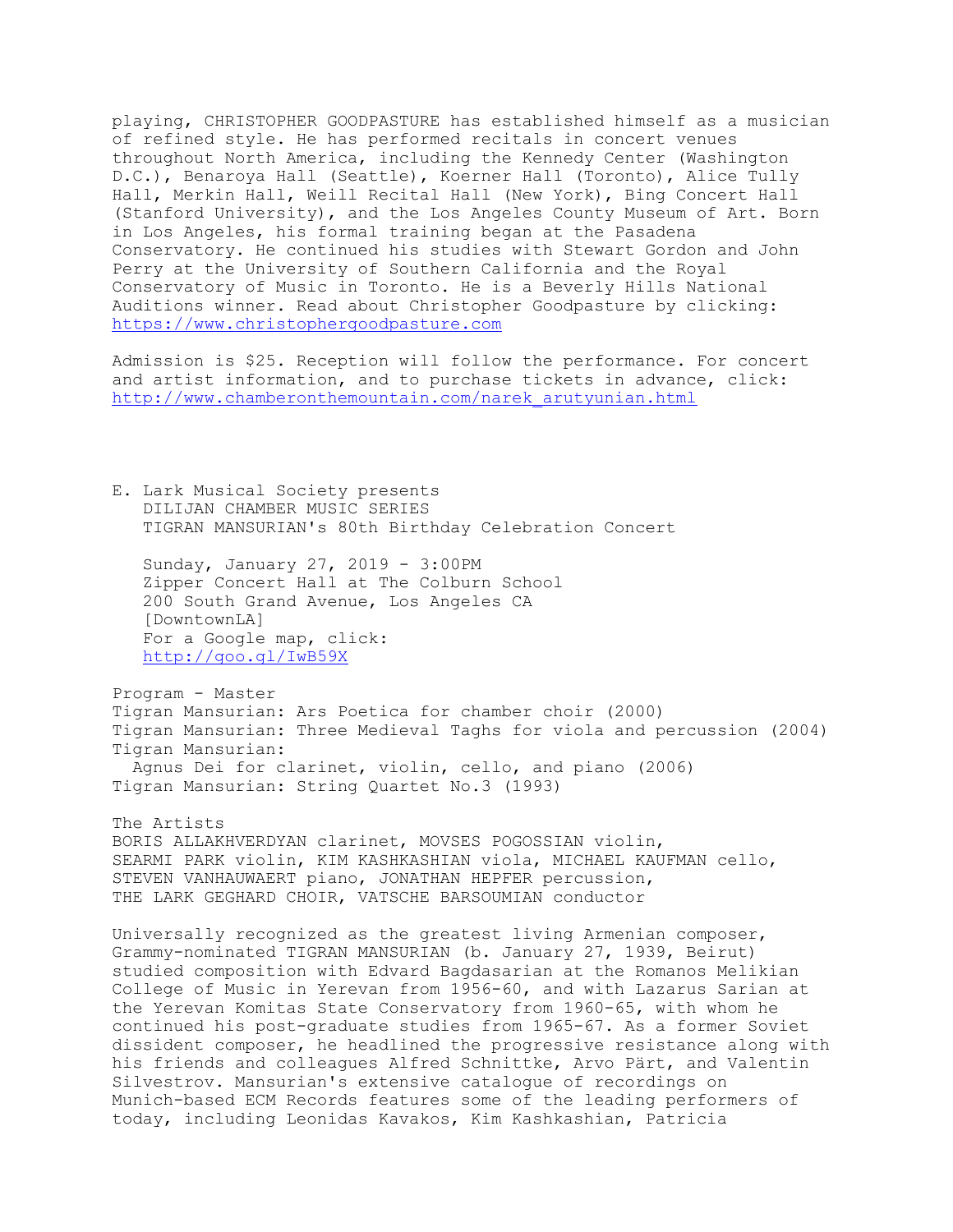playing, CHRISTOPHER GOODPASTURE has established himself as a musician of refined style. He has performed recitals in concert venues throughout North America, including the Kennedy Center (Washington D.C.), Benaroya Hall (Seattle), Koerner Hall (Toronto), Alice Tully Hall, Merkin Hall, Weill Recital Hall (New York), Bing Concert Hall (Stanford University), and the Los Angeles County Museum of Art. Born in Los Angeles, his formal training began at the Pasadena Conservatory. He continued his studies with Stewart Gordon and John Perry at the University of Southern California and the Royal Conservatory of Music in Toronto. He is a Beverly Hills National Auditions winner. Read about Christopher Goodpasture by clicking: https://www.christophergoodpasture.com

Admission is $25. Reception will follow the performance. For concert and artist information, and to purchase tickets in advance, click: http://www.chamberonthemountain.com/narek_arutyunian.html

E. Lark Musical Society presents
DILIJAN CHAMBER MUSIC SERIES
TIGRAN MANSURIAN's 80th Birthday Celebration Concert

Sunday, January 27, 2019 - 3:00PM
Zipper Concert Hall at The Colburn School
200 South Grand Avenue, Los Angeles CA
[DowntownLA]
For a Google map, click:
http://goo.gl/IwB59X

Program - Master
Tigran Mansurian: Ars Poetica for chamber choir (2000)
Tigran Mansurian: Three Medieval Taghs for viola and percussion (2004)
Tigran Mansurian:
Agnus Dei for clarinet, violin, cello, and piano (2006)
Tigran Mansurian: String Quartet No.3 (1993)

The Artists
BORIS ALLAKHVERDYAN clarinet, MOVSES POGOSSIAN violin, SEARMI PARK violin, KIM KASHKASHIAN viola, MICHAEL KAUFMAN cello, STEVEN VANHAUWAERT piano, JONATHAN HEPFER percussion, THE LARK GEGHARD CHOIR, VATSCHE BARSOUMIAN conductor

Universally recognized as the greatest living Armenian composer, Grammy-nominated TIGRAN MANSURIAN (b. January 27, 1939, Beirut) studied composition with Edvard Bagdasarian at the Romanos Melikian College of Music in Yerevan from 1956-60, and with Lazarus Sarian at the Yerevan Komitas State Conservatory from 1960-65, with whom he continued his post-graduate studies from 1965-67. As a former Soviet dissident composer, he headlined the progressive resistance along with his friends and colleagues Alfred Schnittke, Arvo Pärt, and Valentin Silvestrov. Mansurian's extensive catalogue of recordings on Munich-based ECM Records features some of the leading performers of today, including Leonidas Kavakos, Kim Kashkashian, Patricia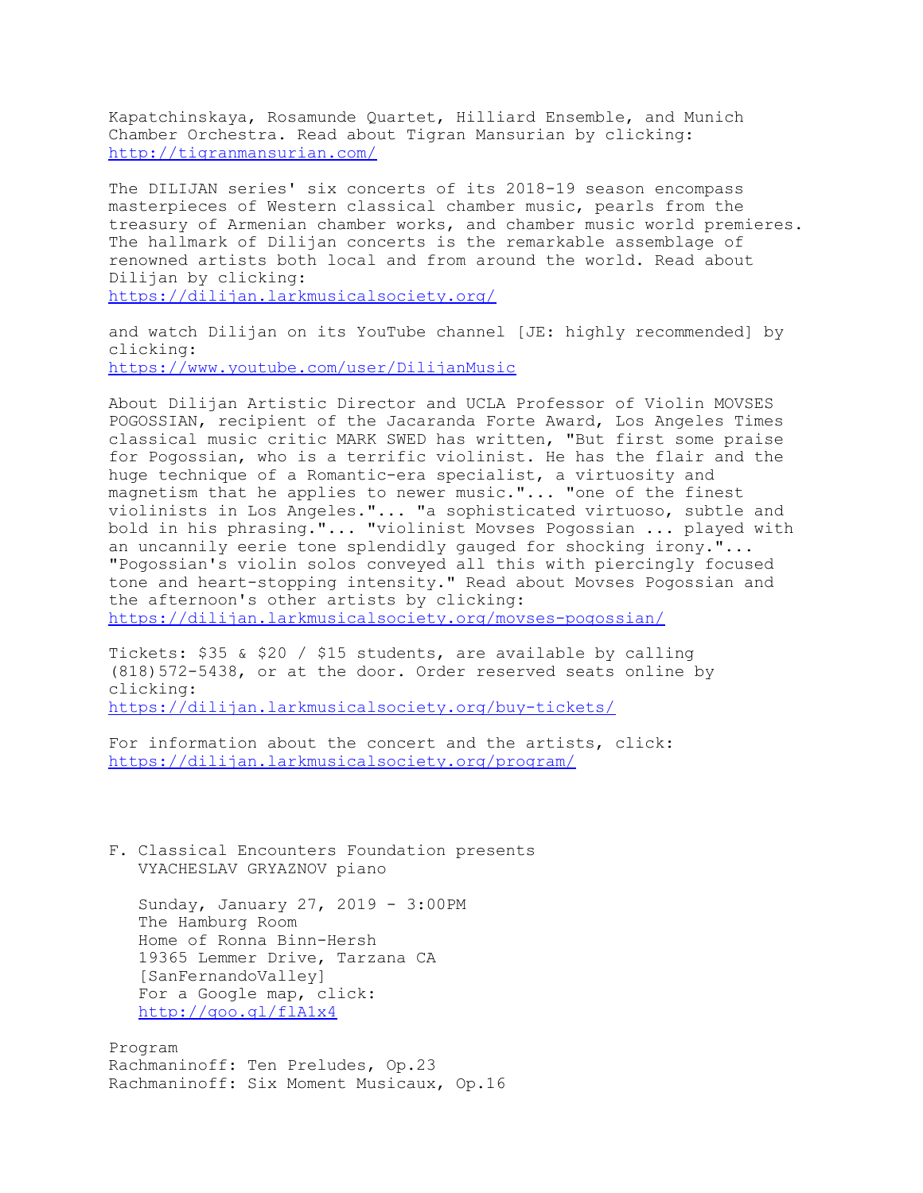Kapatchinskaya, Rosamunde Quartet, Hilliard Ensemble, and Munich Chamber Orchestra. Read about Tigran Mansurian by clicking:
http://tigranmansurian.com/

The DILIJAN series' six concerts of its 2018-19 season encompass masterpieces of Western classical chamber music, pearls from the treasury of Armenian chamber works, and chamber music world premieres. The hallmark of Dilijan concerts is the remarkable assemblage of renowned artists both local and from around the world. Read about Dilijan by clicking:
https://dilijan.larkmusicalsociety.org/

and watch Dilijan on its YouTube channel [JE: highly recommended] by clicking:
https://www.youtube.com/user/DilijanMusic

About Dilijan Artistic Director and UCLA Professor of Violin MOVSES POGOSSIAN, recipient of the Jacaranda Forte Award, Los Angeles Times classical music critic MARK SWED has written, "But first some praise for Pogossian, who is a terrific violinist. He has the flair and the huge technique of a Romantic-era specialist, a virtuosity and magnetism that he applies to newer music."... "one of the finest violinists in Los Angeles."... "a sophisticated virtuoso, subtle and bold in his phrasing."... "violinist Movses Pogossian ... played with an uncannily eerie tone splendidly gauged for shocking irony."... "Pogossian's violin solos conveyed all this with piercingly focused tone and heart-stopping intensity." Read about Movses Pogossian and the afternoon's other artists by clicking:
https://dilijan.larkmusicalsociety.org/movses-pogossian/

Tickets: $35 & $20 / $15 students, are available by calling (818)572-5438, or at the door. Order reserved seats online by clicking:
https://dilijan.larkmusicalsociety.org/buy-tickets/

For information about the concert and the artists, click:
https://dilijan.larkmusicalsociety.org/program/

F. Classical Encounters Foundation presents
VYACHESLAV GRYAZNOV piano

Sunday, January 27, 2019 - 3:00PM
The Hamburg Room
Home of Ronna Binn-Hersh
19365 Lemmer Drive, Tarzana CA
[SanFernandoValley]
For a Google map, click:
http://goo.gl/flA1x4

Program
Rachmaninoff: Ten Preludes, Op.23
Rachmaninoff: Six Moment Musicaux, Op.16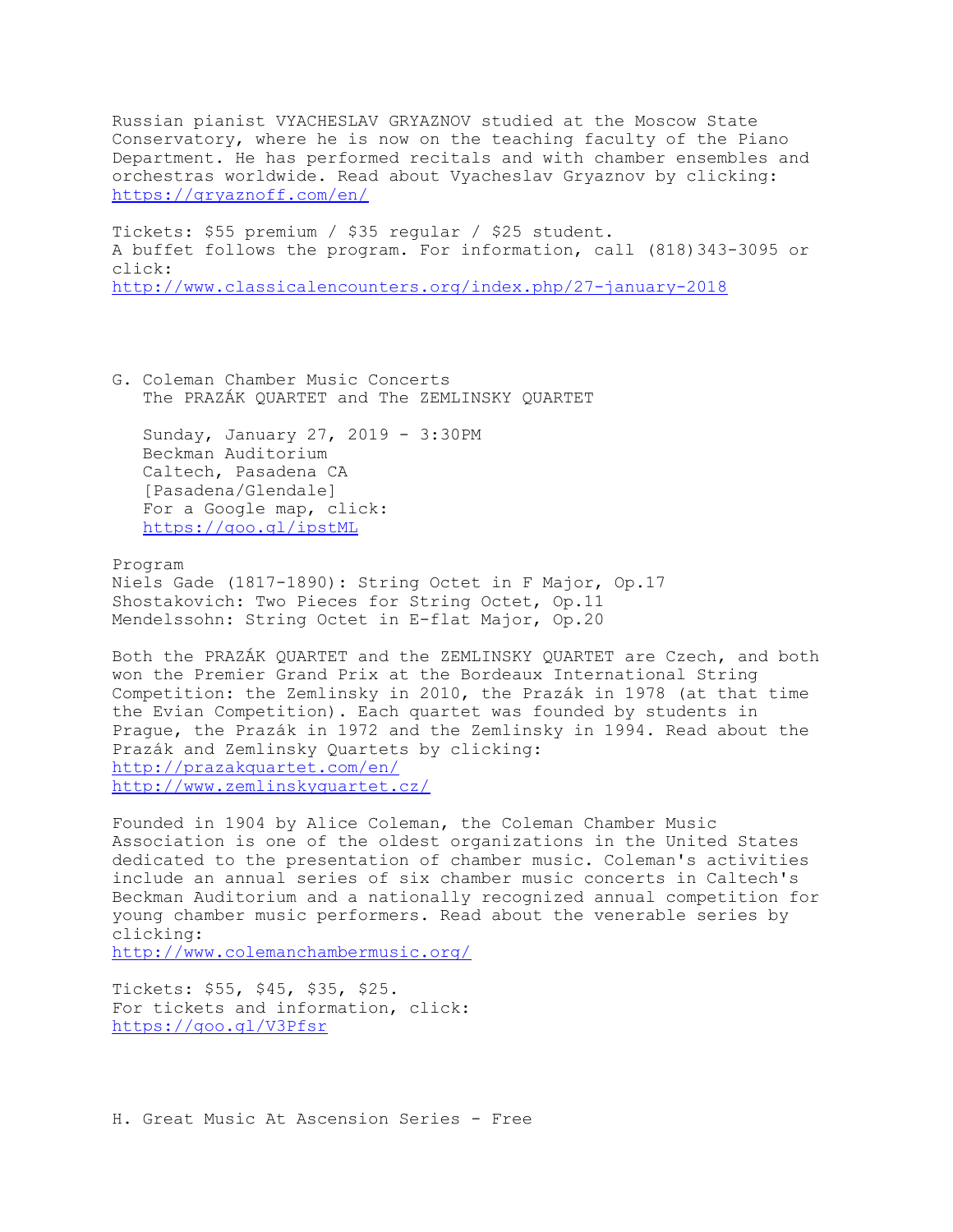Russian pianist VYACHESLAV GRYAZNOV studied at the Moscow State Conservatory, where he is now on the teaching faculty of the Piano Department. He has performed recitals and with chamber ensembles and orchestras worldwide. Read about Vyacheslav Gryaznov by clicking:
https://gryaznoff.com/en/

Tickets: $55 premium / $35 regular / $25 student.
A buffet follows the program. For information, call (818)343-3095 or click:
http://www.classicalencounters.org/index.php/27-january-2018

G. Coleman Chamber Music Concerts
The PRAZÁK QUARTET and The ZEMLINSKY QUARTET

Sunday, January 27, 2019 - 3:30PM
Beckman Auditorium
Caltech, Pasadena CA
[Pasadena/Glendale]
For a Google map, click:
https://goo.gl/ipstML

Program
Niels Gade (1817-1890): String Octet in F Major, Op.17
Shostakovich: Two Pieces for String Octet, Op.11
Mendelssohn: String Octet in E-flat Major, Op.20

Both the PRAZÁK QUARTET and the ZEMLINSKY QUARTET are Czech, and both won the Premier Grand Prix at the Bordeaux International String Competition: the Zemlinsky in 2010, the Prazák in 1978 (at that time the Evian Competition). Each quartet was founded by students in Prague, the Prazák in 1972 and the Zemlinsky in 1994. Read about the Prazák and Zemlinsky Quartets by clicking:
http://prazakquartet.com/en/
http://www.zemlinskyquartet.cz/

Founded in 1904 by Alice Coleman, the Coleman Chamber Music Association is one of the oldest organizations in the United States dedicated to the presentation of chamber music. Coleman's activities include an annual series of six chamber music concerts in Caltech's Beckman Auditorium and a nationally recognized annual competition for young chamber music performers. Read about the venerable series by clicking:
http://www.colemanchambermusic.org/

Tickets: $55, $45, $35, $25.
For tickets and information, click:
https://goo.gl/V3Pfsr

H. Great Music At Ascension Series - Free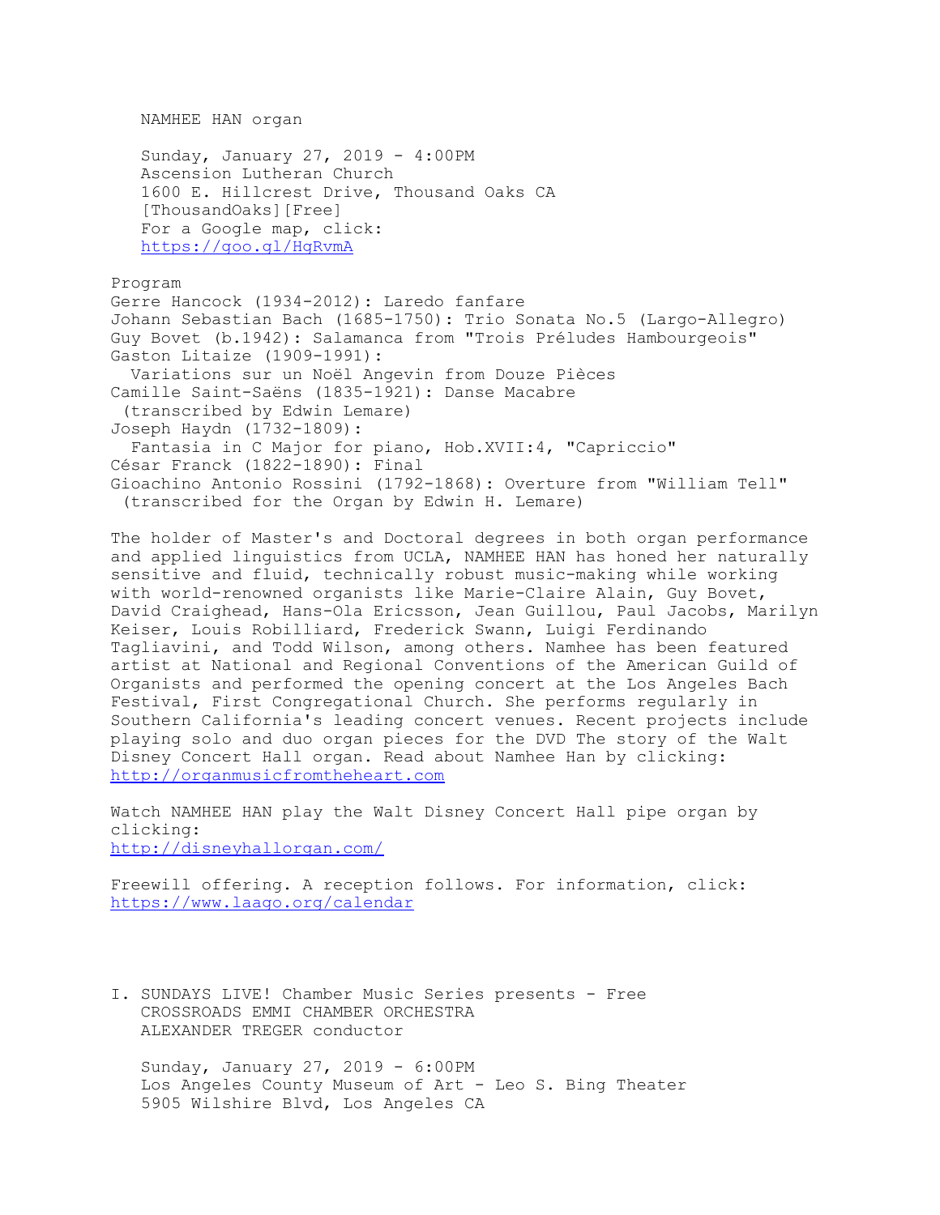NAMHEE HAN organ

Sunday, January 27, 2019 - 4:00PM
Ascension Lutheran Church
1600 E. Hillcrest Drive, Thousand Oaks CA
[ThousandOaks][Free]
For a Google map, click:
https://goo.gl/HgRvmA

Program
Gerre Hancock (1934-2012): Laredo fanfare
Johann Sebastian Bach (1685-1750): Trio Sonata No.5 (Largo-Allegro)
Guy Bovet (b.1942): Salamanca from "Trois Préludes Hambourgeois"
Gaston Litaize (1909-1991):
Variations sur un Noël Angevin from Douze Pièces
Camille Saint-Saëns (1835-1921): Danse Macabre
(transcribed by Edwin Lemare)
Joseph Haydn (1732-1809):
Fantasia in C Major for piano, Hob.XVII:4, "Capriccio"
César Franck (1822-1890): Final
Gioachino Antonio Rossini (1792-1868): Overture from "William Tell"
(transcribed for the Organ by Edwin H. Lemare)

The holder of Master's and Doctoral degrees in both organ performance and applied linguistics from UCLA, NAMHEE HAN has honed her naturally sensitive and fluid, technically robust music-making while working with world-renowned organists like Marie-Claire Alain, Guy Bovet, David Craighead, Hans-Ola Ericsson, Jean Guillou, Paul Jacobs, Marilyn Keiser, Louis Robilliard, Frederick Swann, Luigi Ferdinando Tagliavini, and Todd Wilson, among others. Namhee has been featured artist at National and Regional Conventions of the American Guild of Organists and performed the opening concert at the Los Angeles Bach Festival, First Congregational Church. She performs regularly in Southern California's leading concert venues. Recent projects include playing solo and duo organ pieces for the DVD The story of the Walt Disney Concert Hall organ. Read about Namhee Han by clicking:
http://organmusicfromtheheart.com

Watch NAMHEE HAN play the Walt Disney Concert Hall pipe organ by clicking:
http://disneyhallorgan.com/

Freewill offering. A reception follows. For information, click:
https://www.laago.org/calendar

I. SUNDAYS LIVE! Chamber Music Series presents - Free
CROSSROADS EMMI CHAMBER ORCHESTRA
ALEXANDER TREGER conductor

Sunday, January 27, 2019 - 6:00PM
Los Angeles County Museum of Art - Leo S. Bing Theater
5905 Wilshire Blvd, Los Angeles CA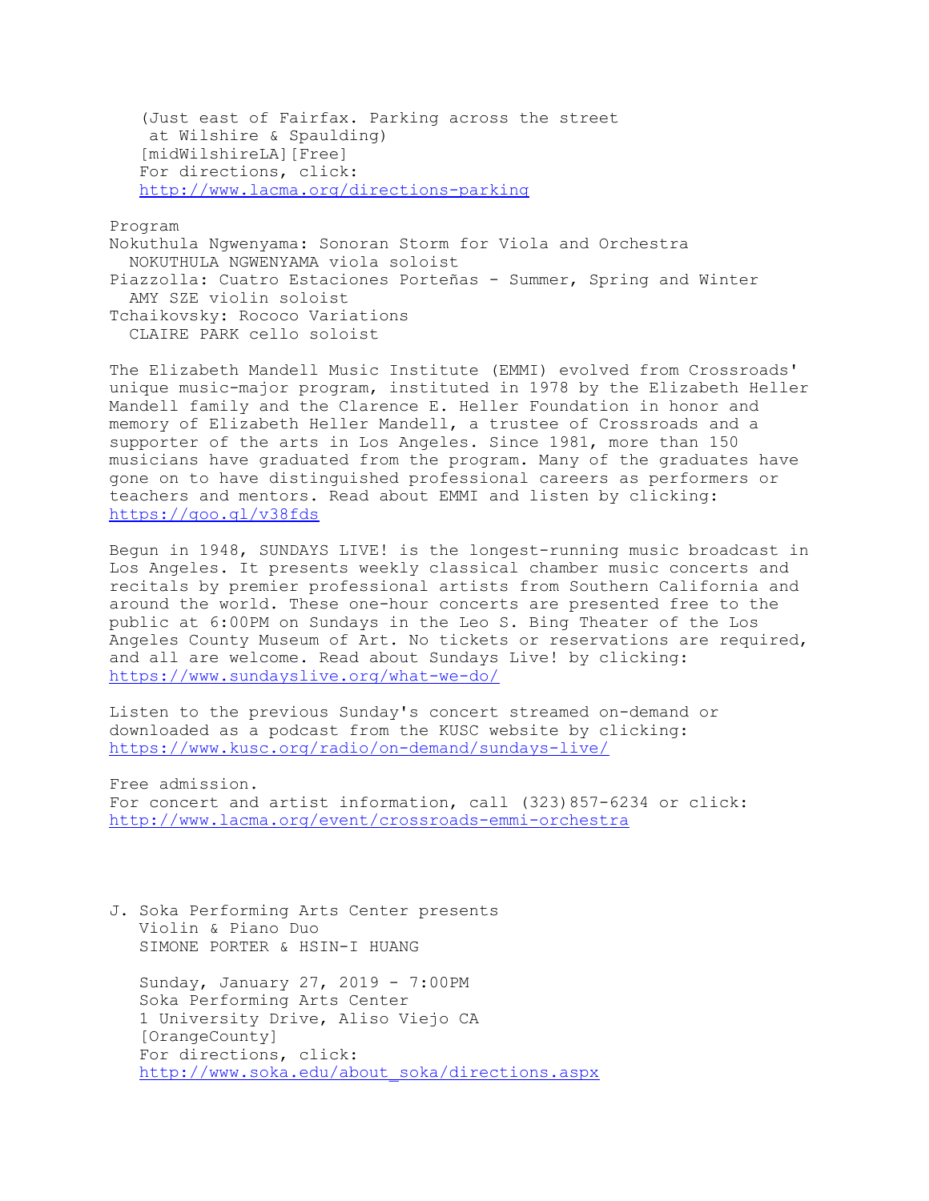(Just east of Fairfax. Parking across the street
 at Wilshire & Spaulding)
[midWilshireLA][Free]
For directions, click:
http://www.lacma.org/directions-parking

Program
Nokuthula Ngwenyama: Sonoran Storm for Viola and Orchestra
  NOKUTHULA NGWENYAMA viola soloist
Piazzolla: Cuatro Estaciones Porteñas - Summer, Spring and Winter
  AMY SZE violin soloist
Tchaikovsky: Rococo Variations
  CLAIRE PARK cello soloist

The Elizabeth Mandell Music Institute (EMMI) evolved from Crossroads' unique music-major program, instituted in 1978 by the Elizabeth Heller Mandell family and the Clarence E. Heller Foundation in honor and memory of Elizabeth Heller Mandell, a trustee of Crossroads and a supporter of the arts in Los Angeles. Since 1981, more than 150 musicians have graduated from the program. Many of the graduates have gone on to have distinguished professional careers as performers or teachers and mentors. Read about EMMI and listen by clicking:
https://goo.gl/v38fds

Begun in 1948, SUNDAYS LIVE! is the longest-running music broadcast in Los Angeles. It presents weekly classical chamber music concerts and recitals by premier professional artists from Southern California and around the world. These one-hour concerts are presented free to the public at 6:00PM on Sundays in the Leo S. Bing Theater of the Los Angeles County Museum of Art. No tickets or reservations are required, and all are welcome. Read about Sundays Live! by clicking:
https://www.sundayslive.org/what-we-do/

Listen to the previous Sunday's concert streamed on-demand or downloaded as a podcast from the KUSC website by clicking:
https://www.kusc.org/radio/on-demand/sundays-live/

Free admission.
For concert and artist information, call (323)857-6234 or click:
http://www.lacma.org/event/crossroads-emmi-orchestra

J. Soka Performing Arts Center presents
   Violin & Piano Duo
   SIMONE PORTER & HSIN-I HUANG

   Sunday, January 27, 2019 - 7:00PM
   Soka Performing Arts Center
   1 University Drive, Aliso Viejo CA
   [OrangeCounty]
   For directions, click:
   http://www.soka.edu/about_soka/directions.aspx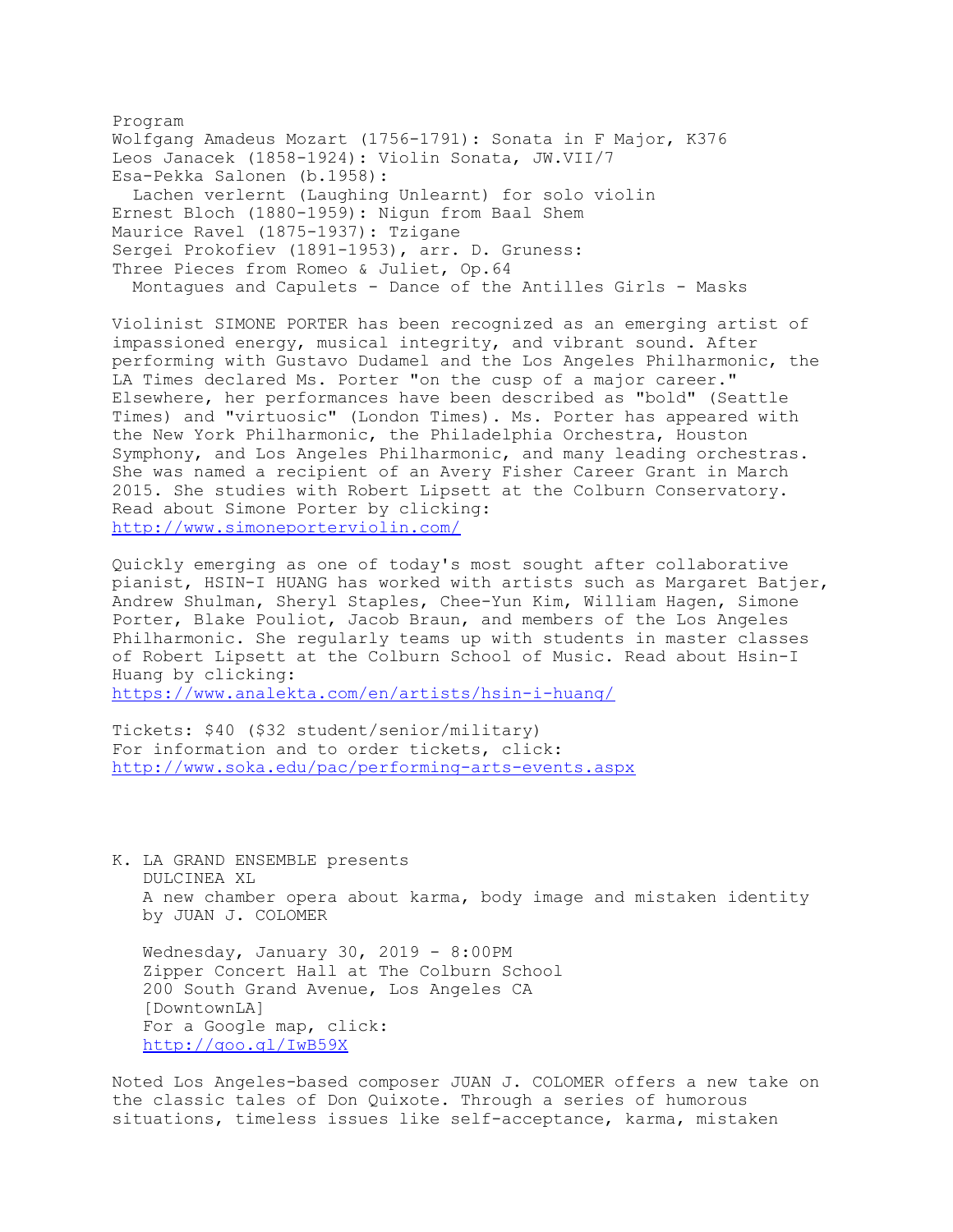Program

Wolfgang Amadeus Mozart (1756-1791): Sonata in F Major, K376
Leos Janacek (1858-1924): Violin Sonata, JW.VII/7
Esa-Pekka Salonen (b.1958):
  Lachen verlernt (Laughing Unlearnt) for solo violin
Ernest Bloch (1880-1959): Nigun from Baal Shem
Maurice Ravel (1875-1937): Tzigane
Sergei Prokofiev (1891-1953), arr. D. Gruness:
Three Pieces from Romeo & Juliet, Op.64
  Montagues and Capulets - Dance of the Antilles Girls - Masks

Violinist SIMONE PORTER has been recognized as an emerging artist of impassioned energy, musical integrity, and vibrant sound. After performing with Gustavo Dudamel and the Los Angeles Philharmonic, the LA Times declared Ms. Porter "on the cusp of a major career." Elsewhere, her performances have been described as "bold" (Seattle Times) and "virtuosic" (London Times). Ms. Porter has appeared with the New York Philharmonic, the Philadelphia Orchestra, Houston Symphony, and Los Angeles Philharmonic, and many leading orchestras. She was named a recipient of an Avery Fisher Career Grant in March 2015. She studies with Robert Lipsett at the Colburn Conservatory. Read about Simone Porter by clicking:
http://www.simoneporterviolin.com/

Quickly emerging as one of today's most sought after collaborative pianist, HSIN-I HUANG has worked with artists such as Margaret Batjer, Andrew Shulman, Sheryl Staples, Chee-Yun Kim, William Hagen, Simone Porter, Blake Pouliot, Jacob Braun, and members of the Los Angeles Philharmonic. She regularly teams up with students in master classes of Robert Lipsett at the Colburn School of Music. Read about Hsin-I Huang by clicking:
https://www.analekta.com/en/artists/hsin-i-huang/

Tickets: $40 ($32 student/senior/military)
For information and to order tickets, click:
http://www.soka.edu/pac/performing-arts-events.aspx

K. LA GRAND ENSEMBLE presents
DULCINEA XL
A new chamber opera about karma, body image and mistaken identity by JUAN J. COLOMER

Wednesday, January 30, 2019 - 8:00PM
Zipper Concert Hall at The Colburn School
200 South Grand Avenue, Los Angeles CA
[DowntownLA]
For a Google map, click:
http://goo.gl/IwB59X

Noted Los Angeles-based composer JUAN J. COLOMER offers a new take on the classic tales of Don Quixote. Through a series of humorous situations, timeless issues like self-acceptance, karma, mistaken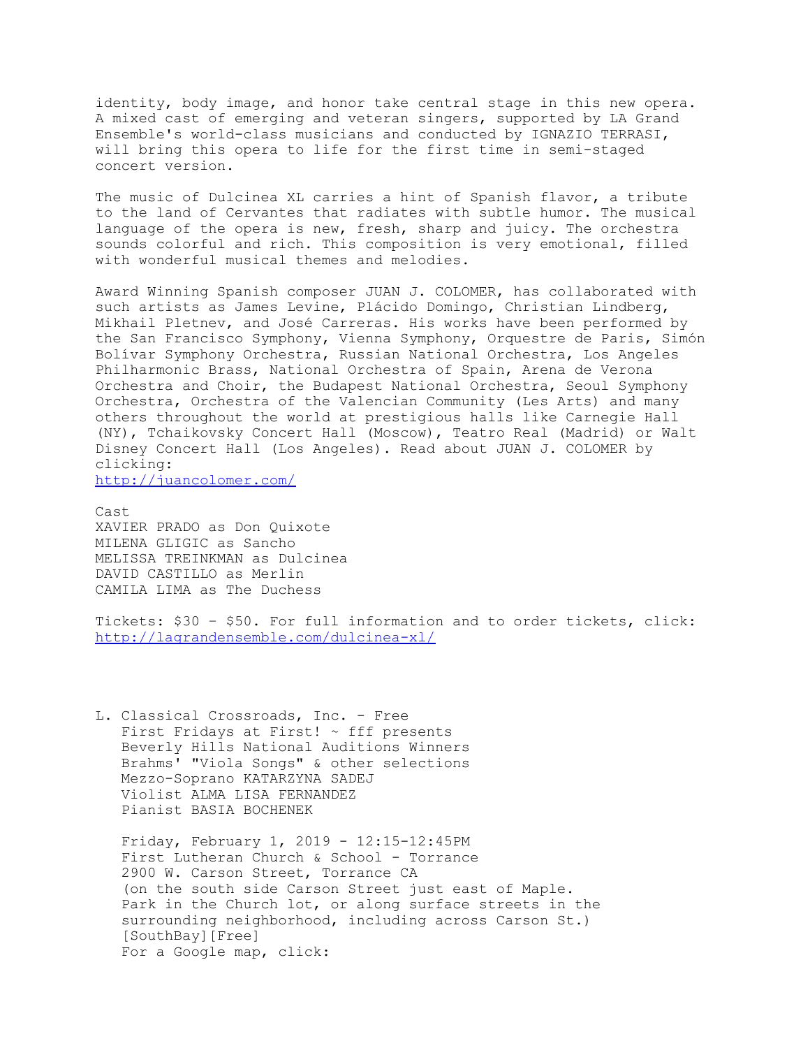identity, body image, and honor take central stage in this new opera. A mixed cast of emerging and veteran singers, supported by LA Grand Ensemble's world-class musicians and conducted by IGNAZIO TERRASI, will bring this opera to life for the first time in semi-staged concert version.

The music of Dulcinea XL carries a hint of Spanish flavor, a tribute to the land of Cervantes that radiates with subtle humor. The musical language of the opera is new, fresh, sharp and juicy. The orchestra sounds colorful and rich. This composition is very emotional, filled with wonderful musical themes and melodies.

Award Winning Spanish composer JUAN J. COLOMER, has collaborated with such artists as James Levine, Plácido Domingo, Christian Lindberg, Mikhail Pletnev, and José Carreras. His works have been performed by the San Francisco Symphony, Vienna Symphony, Orquestre de Paris, Simón Bolívar Symphony Orchestra, Russian National Orchestra, Los Angeles Philharmonic Brass, National Orchestra of Spain, Arena de Verona Orchestra and Choir, the Budapest National Orchestra, Seoul Symphony Orchestra, Orchestra of the Valencian Community (Les Arts) and many others throughout the world at prestigious halls like Carnegie Hall (NY), Tchaikovsky Concert Hall (Moscow), Teatro Real (Madrid) or Walt Disney Concert Hall (Los Angeles). Read about JUAN J. COLOMER by clicking:
http://juancolomer.com/

Cast
XAVIER PRADO as Don Quixote
MILENA GLIGIC as Sancho
MELISSA TREINKMAN as Dulcinea
DAVID CASTILLO as Merlin
CAMILA LIMA as The Duchess

Tickets: $30 – $50. For full information and to order tickets, click:
http://lagrandensemble.com/dulcinea-xl/

L. Classical Crossroads, Inc. - Free
First Fridays at First! ~ fff presents
Beverly Hills National Auditions Winners
Brahms' "Viola Songs" & other selections
Mezzo-Soprano KATARZYNA SADEJ
Violist ALMA LISA FERNANDEZ
Pianist BASIA BOCHENEK

Friday, February 1, 2019 - 12:15-12:45PM
First Lutheran Church & School - Torrance
2900 W. Carson Street, Torrance CA
(on the south side Carson Street just east of Maple. Park in the Church lot, or along surface streets in the surrounding neighborhood, including across Carson St.)
[SouthBay][Free]
For a Google map, click: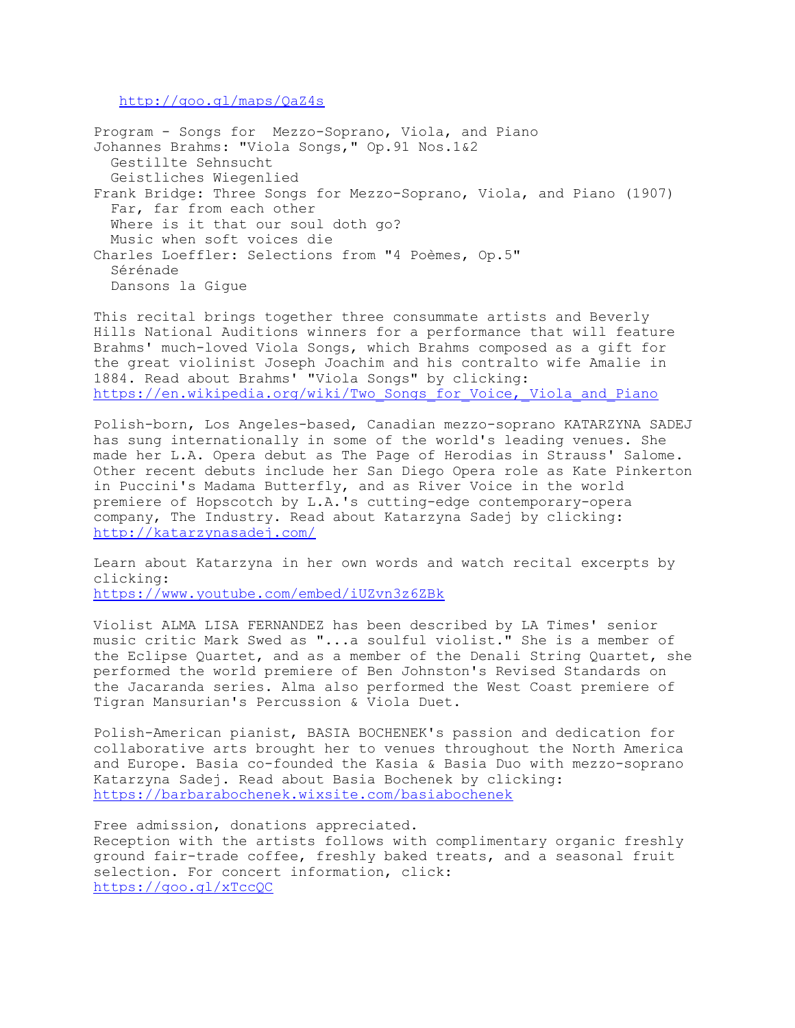http://goo.gl/maps/QaZ4s

Program - Songs for Mezzo-Soprano, Viola, and Piano

Johannes Brahms: "Viola Songs," Op.91 Nos.1&2
- Gestillte Sehnsucht
- Geistliches Wiegenlied

Frank Bridge: Three Songs for Mezzo-Soprano, Viola, and Piano (1907)
- Far, far from each other
- Where is it that our soul doth go?
- Music when soft voices die

Charles Loeffler: Selections from "4 Poèmes, Op.5"
- Sérénade
- Dansons la Gigue

This recital brings together three consummate artists and Beverly Hills National Auditions winners for a performance that will feature Brahms' much-loved Viola Songs, which Brahms composed as a gift for the great violinist Joseph Joachim and his contralto wife Amalie in 1884. Read about Brahms' "Viola Songs" by clicking: https://en.wikipedia.org/wiki/Two_Songs_for_Voice,_Viola_and_Piano

Polish-born, Los Angeles-based, Canadian mezzo-soprano KATARZYNA SADEJ has sung internationally in some of the world's leading venues. She made her L.A. Opera debut as The Page of Herodias in Strauss' Salome. Other recent debuts include her San Diego Opera role as Kate Pinkerton in Puccini's Madama Butterfly, and as River Voice in the world premiere of Hopscotch by L.A.'s cutting-edge contemporary-opera company, The Industry. Read about Katarzyna Sadej by clicking: http://katarzynasadej.com/

Learn about Katarzyna in her own words and watch recital excerpts by clicking:
https://www.youtube.com/embed/iUZvn3z6ZBk

Violist ALMA LISA FERNANDEZ has been described by LA Times' senior music critic Mark Swed as "...a soulful violist." She is a member of the Eclipse Quartet, and as a member of the Denali String Quartet, she performed the world premiere of Ben Johnston's Revised Standards on the Jacaranda series. Alma also performed the West Coast premiere of Tigran Mansurian's Percussion & Viola Duet.

Polish-American pianist, BASIA BOCHENEK's passion and dedication for collaborative arts brought her to venues throughout the North America and Europe. Basia co-founded the Kasia & Basia Duo with mezzo-soprano Katarzyna Sadej. Read about Basia Bochenek by clicking: https://barbarabochenek.wixsite.com/basiabochenek

Free admission, donations appreciated.
Reception with the artists follows with complimentary organic freshly ground fair-trade coffee, freshly baked treats, and a seasonal fruit selection. For concert information, click:
https://goo.gl/xTccQC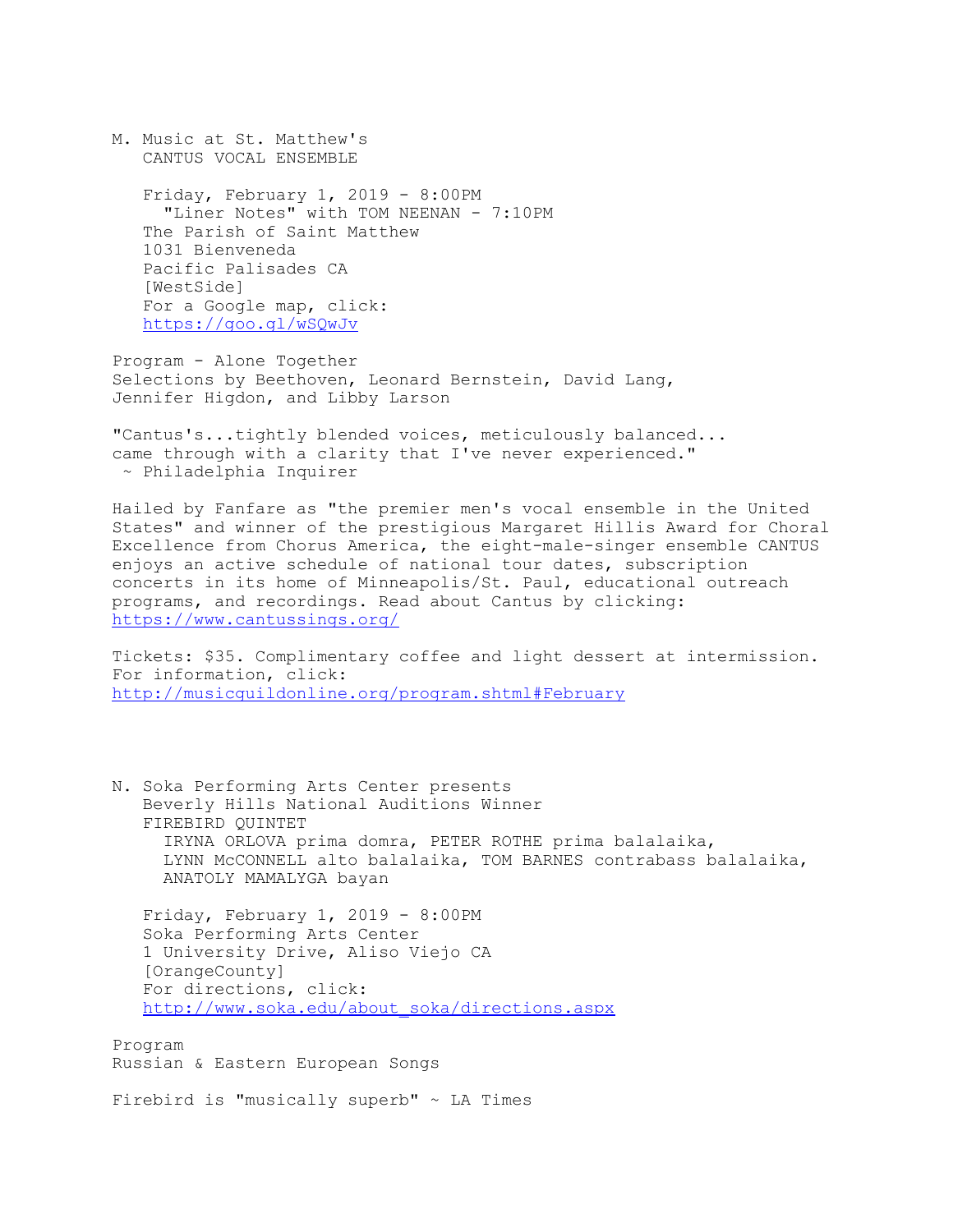M. Music at St. Matthew's
CANTUS VOCAL ENSEMBLE

Friday, February 1, 2019 - 8:00PM
"Liner Notes" with TOM NEENAN - 7:10PM
The Parish of Saint Matthew
1031 Bienveneda
Pacific Palisades CA
[WestSide]
For a Google map, click:
https://goo.gl/wSQwJv

Program - Alone Together
Selections by Beethoven, Leonard Bernstein, David Lang, Jennifer Higdon, and Libby Larson

"Cantus's...tightly blended voices, meticulously balanced... came through with a clarity that I've never experienced."
~ Philadelphia Inquirer

Hailed by Fanfare as "the premier men's vocal ensemble in the United States" and winner of the prestigious Margaret Hillis Award for Choral Excellence from Chorus America, the eight-male-singer ensemble CANTUS enjoys an active schedule of national tour dates, subscription concerts in its home of Minneapolis/St. Paul, educational outreach programs, and recordings. Read about Cantus by clicking:
https://www.cantussings.org/

Tickets: $35. Complimentary coffee and light dessert at intermission.
For information, click:
http://musicguildonline.org/program.shtml#February

N. Soka Performing Arts Center presents
Beverly Hills National Auditions Winner
FIREBIRD QUINTET
IRYNA ORLOVA prima domra, PETER ROTHE prima balalaika,
LYNN McCONNELL alto balalaika, TOM BARNES contrabass balalaika,
ANATOLY MAMALYGA bayan

Friday, February 1, 2019 - 8:00PM
Soka Performing Arts Center
1 University Drive, Aliso Viejo CA
[OrangeCounty]
For directions, click:
http://www.soka.edu/about_soka/directions.aspx

Program
Russian & Eastern European Songs

Firebird is "musically superb" ~ LA Times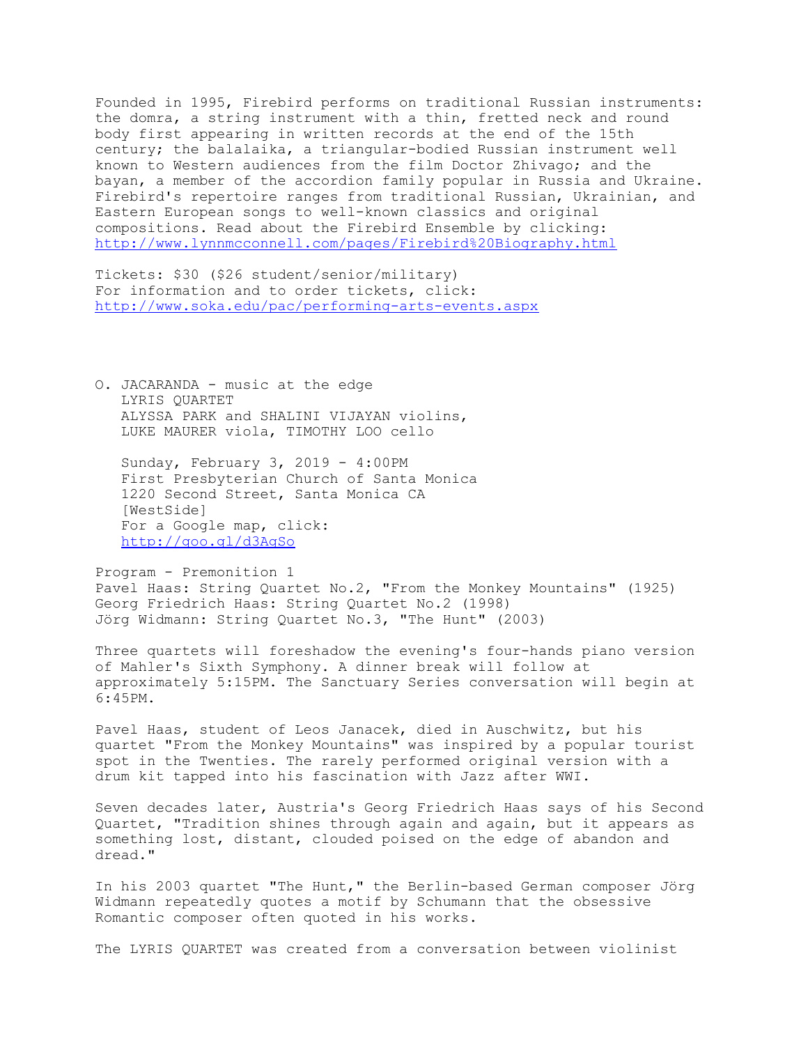Founded in 1995, Firebird performs on traditional Russian instruments: the domra, a string instrument with a thin, fretted neck and round body first appearing in written records at the end of the 15th century; the balalaika, a triangular-bodied Russian instrument well known to Western audiences from the film Doctor Zhivago; and the bayan, a member of the accordion family popular in Russia and Ukraine. Firebird's repertoire ranges from traditional Russian, Ukrainian, and Eastern European songs to well-known classics and original compositions. Read about the Firebird Ensemble by clicking:
http://www.lynnmcconnell.com/pages/Firebird%20Biography.html

Tickets: $30 ($26 student/senior/military)
For information and to order tickets, click:
http://www.soka.edu/pac/performing-arts-events.aspx

O. JACARANDA - music at the edge
LYRIS QUARTET
ALYSSA PARK and SHALINI VIJAYAN violins,
LUKE MAURER viola, TIMOTHY LOO cello

Sunday, February 3, 2019 - 4:00PM
First Presbyterian Church of Santa Monica
1220 Second Street, Santa Monica CA
[WestSide]
For a Google map, click:
http://goo.gl/d3AqSo

Program - Premonition 1
Pavel Haas: String Quartet No.2, "From the Monkey Mountains" (1925)
Georg Friedrich Haas: String Quartet No.2 (1998)
Jörg Widmann: String Quartet No.3, "The Hunt" (2003)

Three quartets will foreshadow the evening's four-hands piano version of Mahler's Sixth Symphony. A dinner break will follow at approximately 5:15PM. The Sanctuary Series conversation will begin at 6:45PM.

Pavel Haas, student of Leos Janacek, died in Auschwitz, but his quartet "From the Monkey Mountains" was inspired by a popular tourist spot in the Twenties. The rarely performed original version with a drum kit tapped into his fascination with Jazz after WWI.

Seven decades later, Austria's Georg Friedrich Haas says of his Second Quartet, "Tradition shines through again and again, but it appears as something lost, distant, clouded poised on the edge of abandon and dread."

In his 2003 quartet "The Hunt," the Berlin-based German composer Jörg Widmann repeatedly quotes a motif by Schumann that the obsessive Romantic composer often quoted in his works.

The LYRIS QUARTET was created from a conversation between violinist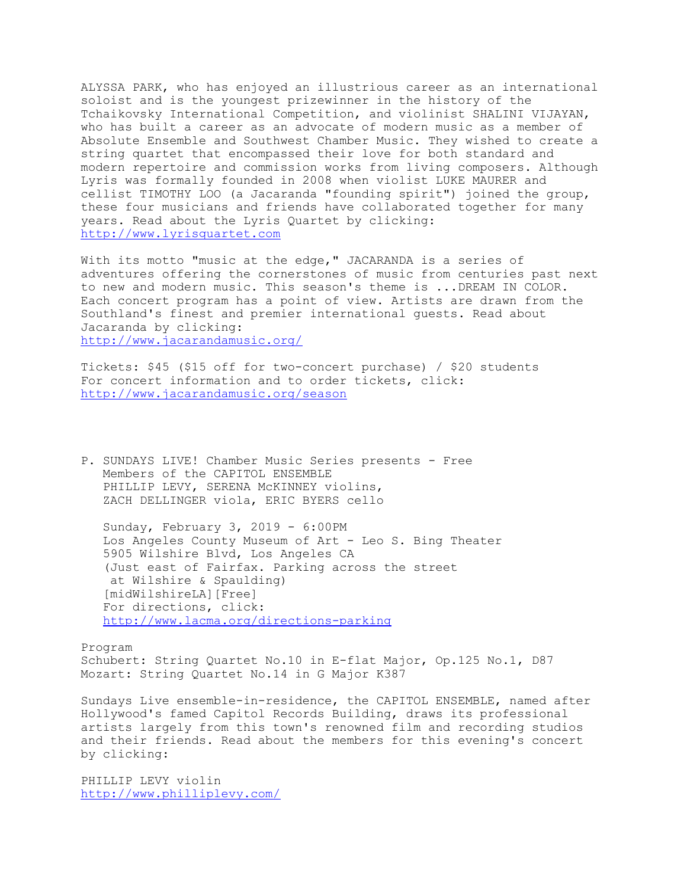ALYSSA PARK, who has enjoyed an illustrious career as an international soloist and is the youngest prizewinner in the history of the Tchaikovsky International Competition, and violinist SHALINI VIJAYAN, who has built a career as an advocate of modern music as a member of Absolute Ensemble and Southwest Chamber Music. They wished to create a string quartet that encompassed their love for both standard and modern repertoire and commission works from living composers. Although Lyris was formally founded in 2008 when violist LUKE MAURER and cellist TIMOTHY LOO (a Jacaranda "founding spirit") joined the group, these four musicians and friends have collaborated together for many years. Read about the Lyris Quartet by clicking:
http://www.lyrisquartet.com

With its motto "music at the edge," JACARANDA is a series of adventures offering the cornerstones of music from centuries past next to new and modern music. This season's theme is ...DREAM IN COLOR. Each concert program has a point of view. Artists are drawn from the Southland's finest and premier international guests. Read about Jacaranda by clicking:
http://www.jacarandamusic.org/

Tickets: $45 ($15 off for two-concert purchase) / $20 students
For concert information and to order tickets, click:
http://www.jacarandamusic.org/season

P. SUNDAYS LIVE! Chamber Music Series presents - Free
Members of the CAPITOL ENSEMBLE
PHILLIP LEVY, SERENA McKINNEY violins,
ZACH DELLINGER viola, ERIC BYERS cello

Sunday, February 3, 2019 - 6:00PM
Los Angeles County Museum of Art - Leo S. Bing Theater
5905 Wilshire Blvd, Los Angeles CA
(Just east of Fairfax. Parking across the street at Wilshire & Spaulding)
[midWilshireLA][Free]
For directions, click:
http://www.lacma.org/directions-parking

Program
Schubert: String Quartet No.10 in E-flat Major, Op.125 No.1, D87
Mozart: String Quartet No.14 in G Major K387

Sundays Live ensemble-in-residence, the CAPITOL ENSEMBLE, named after Hollywood's famed Capitol Records Building, draws its professional artists largely from this town's renowned film and recording studios and their friends. Read about the members for this evening's concert by clicking:

PHILLIP LEVY violin
http://www.philliplevy.com/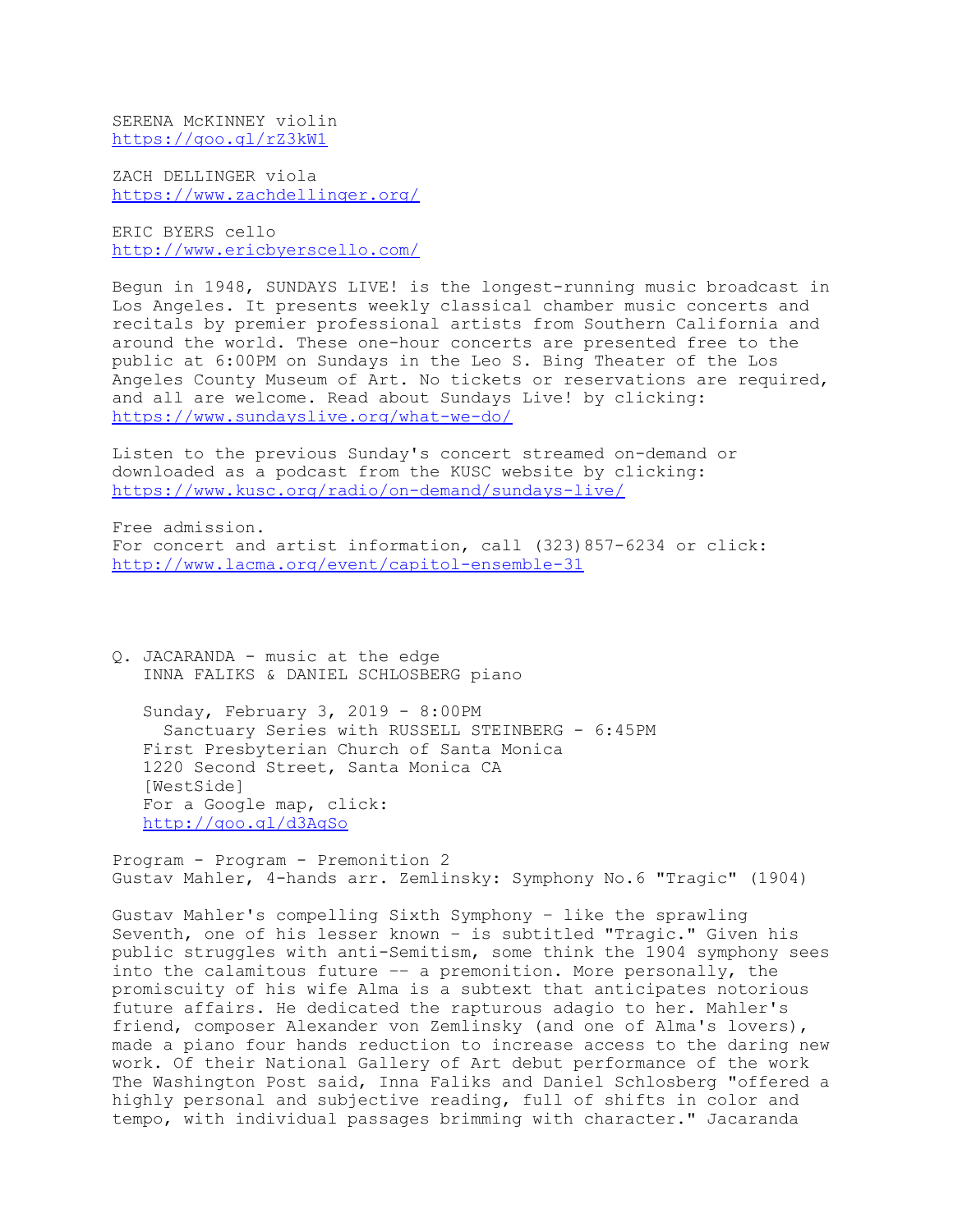SERENA McKINNEY violin
https://goo.gl/rZ3kW1

ZACH DELLINGER viola
https://www.zachdellinger.org/

ERIC BYERS cello
http://www.ericbyerscello.com/

Begun in 1948, SUNDAYS LIVE! is the longest-running music broadcast in Los Angeles. It presents weekly classical chamber music concerts and recitals by premier professional artists from Southern California and around the world. These one-hour concerts are presented free to the public at 6:00PM on Sundays in the Leo S. Bing Theater of the Los Angeles County Museum of Art. No tickets or reservations are required, and all are welcome. Read about Sundays Live! by clicking:
https://www.sundayslive.org/what-we-do/

Listen to the previous Sunday's concert streamed on-demand or downloaded as a podcast from the KUSC website by clicking:
https://www.kusc.org/radio/on-demand/sundays-live/

Free admission.
For concert and artist information, call (323)857-6234 or click:
http://www.lacma.org/event/capitol-ensemble-31

Q. JACARANDA - music at the edge
INNA FALIKS & DANIEL SCHLOSBERG piano

Sunday, February 3, 2019 - 8:00PM
Sanctuary Series with RUSSELL STEINBERG - 6:45PM
First Presbyterian Church of Santa Monica
1220 Second Street, Santa Monica CA
[WestSide]
For a Google map, click:
http://goo.gl/d3AqSo

Program - Program - Premonition 2
Gustav Mahler, 4-hands arr. Zemlinsky: Symphony No.6 "Tragic" (1904)

Gustav Mahler's compelling Sixth Symphony - like the sprawling Seventh, one of his lesser known - is subtitled "Tragic." Given his public struggles with anti-Semitism, some think the 1904 symphony sees into the calamitous future -- a premonition. More personally, the promiscuity of his wife Alma is a subtext that anticipates notorious future affairs. He dedicated the rapturous adagio to her. Mahler's friend, composer Alexander von Zemlinsky (and one of Alma's lovers), made a piano four hands reduction to increase access to the daring new work. Of their National Gallery of Art debut performance of the work The Washington Post said, Inna Faliks and Daniel Schlosberg "offered a highly personal and subjective reading, full of shifts in color and tempo, with individual passages brimming with character." Jacaranda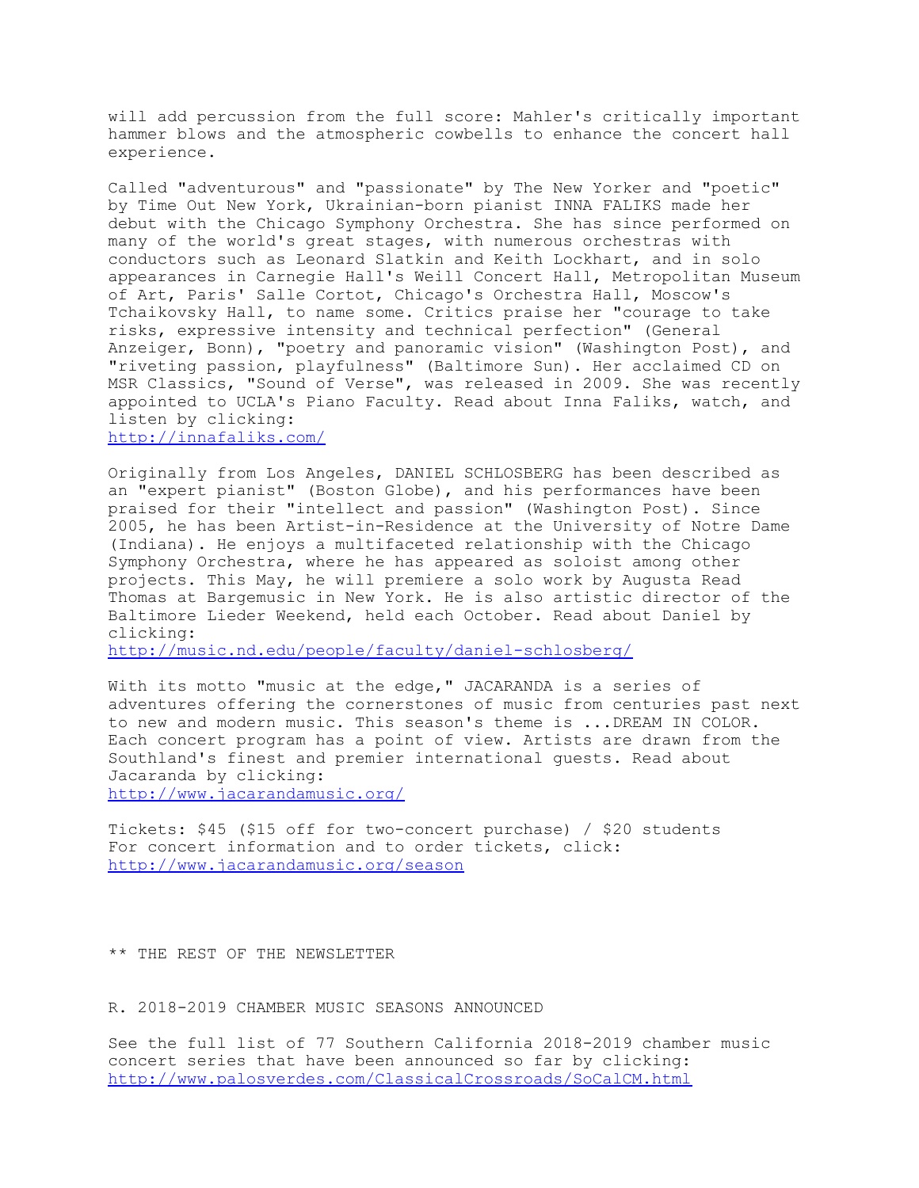will add percussion from the full score: Mahler's critically important hammer blows and the atmospheric cowbells to enhance the concert hall experience.

Called "adventurous" and "passionate" by The New Yorker and "poetic" by Time Out New York, Ukrainian-born pianist INNA FALIKS made her debut with the Chicago Symphony Orchestra. She has since performed on many of the world's great stages, with numerous orchestras with conductors such as Leonard Slatkin and Keith Lockhart, and in solo appearances in Carnegie Hall's Weill Concert Hall, Metropolitan Museum of Art, Paris' Salle Cortot, Chicago's Orchestra Hall, Moscow's Tchaikovsky Hall, to name some. Critics praise her "courage to take risks, expressive intensity and technical perfection" (General Anzeiger, Bonn), "poetry and panoramic vision" (Washington Post), and "riveting passion, playfulness" (Baltimore Sun). Her acclaimed CD on MSR Classics, "Sound of Verse", was released in 2009. She was recently appointed to UCLA's Piano Faculty. Read about Inna Faliks, watch, and listen by clicking:
http://innafaliks.com/

Originally from Los Angeles, DANIEL SCHLOSBERG has been described as an "expert pianist" (Boston Globe), and his performances have been praised for their "intellect and passion" (Washington Post). Since 2005, he has been Artist-in-Residence at the University of Notre Dame (Indiana). He enjoys a multifaceted relationship with the Chicago Symphony Orchestra, where he has appeared as soloist among other projects. This May, he will premiere a solo work by Augusta Read Thomas at Bargemusic in New York. He is also artistic director of the Baltimore Lieder Weekend, held each October. Read about Daniel by clicking:
http://music.nd.edu/people/faculty/daniel-schlosberg/

With its motto "music at the edge," JACARANDA is a series of adventures offering the cornerstones of music from centuries past next to new and modern music. This season's theme is ...DREAM IN COLOR. Each concert program has a point of view. Artists are drawn from the Southland's finest and premier international guests. Read about Jacaranda by clicking:
http://www.jacarandamusic.org/

Tickets: $45 ($15 off for two-concert purchase) / $20 students
For concert information and to order tickets, click:
http://www.jacarandamusic.org/season

** THE REST OF THE NEWSLETTER

R. 2018-2019 CHAMBER MUSIC SEASONS ANNOUNCED

See the full list of 77 Southern California 2018-2019 chamber music concert series that have been announced so far by clicking:
http://www.palosverdes.com/ClassicalCrossroads/SoCalCM.html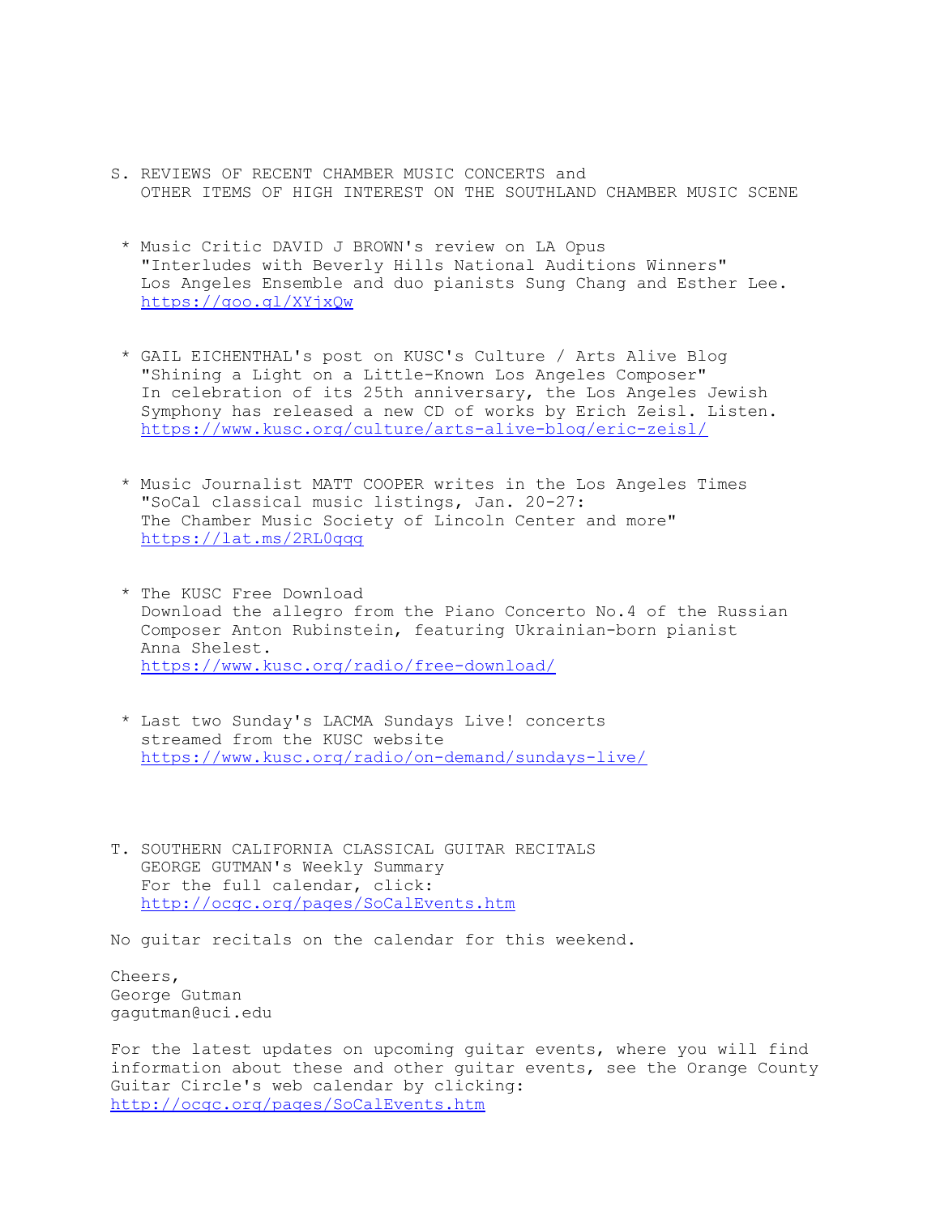## S. REVIEWS OF RECENT CHAMBER MUSIC CONCERTS and OTHER ITEMS OF HIGH INTEREST ON THE SOUTHLAND CHAMBER MUSIC SCENE

* Music Critic DAVID J BROWN's review on LA Opus
  "Interludes with Beverly Hills National Auditions Winners"
  Los Angeles Ensemble and duo pianists Sung Chang and Esther Lee.
  https://goo.gl/XYjxQw

* GAIL EICHENTHAL's post on KUSC's Culture / Arts Alive Blog
  "Shining a Light on a Little-Known Los Angeles Composer"
  In celebration of its 25th anniversary, the Los Angeles Jewish Symphony has released a new CD of works by Erich Zeisl. Listen.
  https://www.kusc.org/culture/arts-alive-blog/eric-zeisl/

* Music Journalist MATT COOPER writes in the Los Angeles Times
  "SoCal classical music listings, Jan. 20-27:
  The Chamber Music Society of Lincoln Center and more"
  https://lat.ms/2RL0qqq

* The KUSC Free Download
  Download the allegro from the Piano Concerto No.4 of the Russian Composer Anton Rubinstein, featuring Ukrainian-born pianist Anna Shelest.
  https://www.kusc.org/radio/free-download/

* Last two Sunday's LACMA Sundays Live! concerts
  streamed from the KUSC website
  https://www.kusc.org/radio/on-demand/sundays-live/

## T. SOUTHERN CALIFORNIA CLASSICAL GUITAR RECITALS

GEORGE GUTMAN's Weekly Summary
For the full calendar, click:
http://ocgc.org/pages/SoCalEvents.htm

No guitar recitals on the calendar for this weekend.

Cheers,
George Gutman
gagutman@uci.edu

For the latest updates on upcoming guitar events, where you will find information about these and other guitar events, see the Orange County Guitar Circle's web calendar by clicking:
http://ocgc.org/pages/SoCalEvents.htm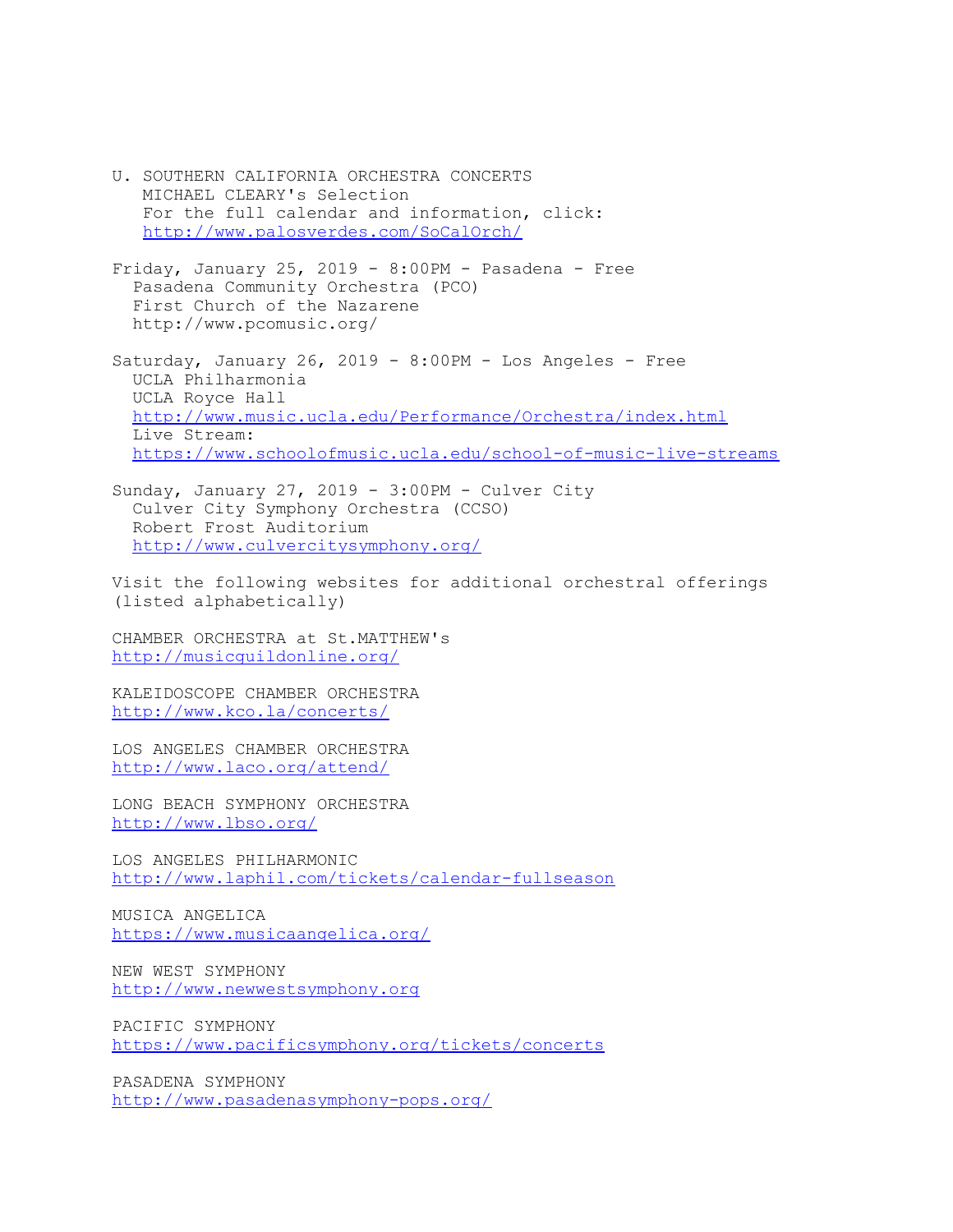U. SOUTHERN CALIFORNIA ORCHESTRA CONCERTS
MICHAEL CLEARY's Selection
For the full calendar and information, click:
http://www.palosverdes.com/SoCalOrch/

Friday, January 25, 2019 - 8:00PM - Pasadena - Free
Pasadena Community Orchestra (PCO)
First Church of the Nazarene
http://www.pcomusic.org/

Saturday, January 26, 2019 - 8:00PM - Los Angeles - Free
UCLA Philharmonia
UCLA Royce Hall
http://www.music.ucla.edu/Performance/Orchestra/index.html
Live Stream:
https://www.schoolofmusic.ucla.edu/school-of-music-live-streams

Sunday, January 27, 2019 - 3:00PM - Culver City
Culver City Symphony Orchestra (CCSO)
Robert Frost Auditorium
http://www.culvercitysymphony.org/

Visit the following websites for additional orchestral offerings (listed alphabetically)

CHAMBER ORCHESTRA at St.MATTHEW's
http://musicguildonline.org/

KALEIDOSCOPE CHAMBER ORCHESTRA
http://www.kco.la/concerts/

LOS ANGELES CHAMBER ORCHESTRA
http://www.laco.org/attend/

LONG BEACH SYMPHONY ORCHESTRA
http://www.lbso.org/

LOS ANGELES PHILHARMONIC
http://www.laphil.com/tickets/calendar-fullseason

MUSICA ANGELICA
https://www.musicaangelica.org/

NEW WEST SYMPHONY
http://www.newwestsymphony.org

PACIFIC SYMPHONY
https://www.pacificsymphony.org/tickets/concerts

PASADENA SYMPHONY
http://www.pasadenasymphony-pops.org/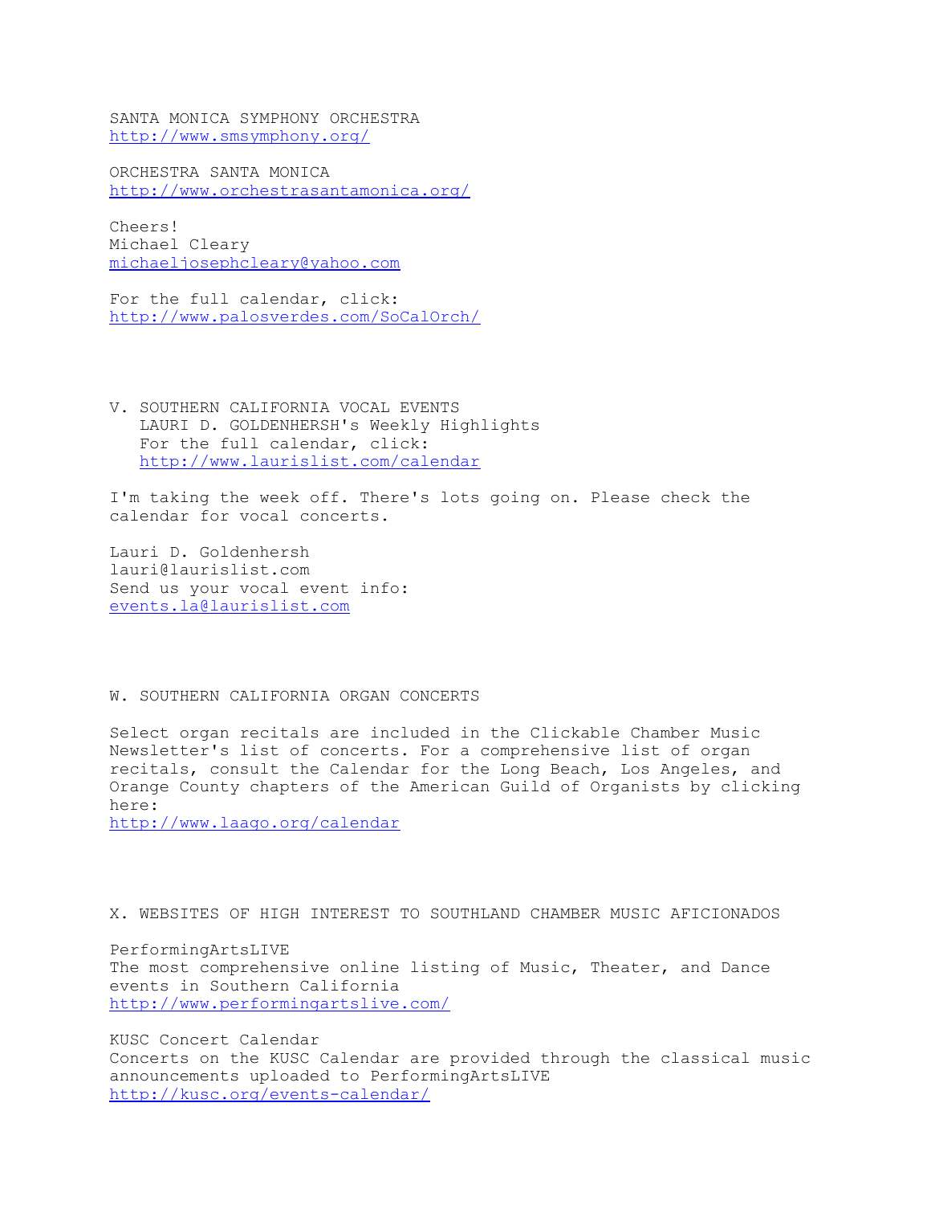SANTA MONICA SYMPHONY ORCHESTRA
http://www.smsymphony.org/

ORCHESTRA SANTA MONICA
http://www.orchestrasantamonica.org/

Cheers!
Michael Cleary
michaeljosephcleary@yahoo.com

For the full calendar, click:
http://www.palosverdes.com/SoCalOrch/

## V. SOUTHERN CALIFORNIA VOCAL EVENTS

LAURI D. GOLDENHERSH's Weekly Highlights
For the full calendar, click:
http://www.laurislist.com/calendar

I'm taking the week off. There's lots going on. Please check the calendar for vocal concerts.

Lauri D. Goldenhersh
lauri@laurislist.com
Send us your vocal event info:
events.la@laurislist.com

## W. SOUTHERN CALIFORNIA ORGAN CONCERTS

Select organ recitals are included in the Clickable Chamber Music Newsletter's list of concerts. For a comprehensive list of organ recitals, consult the Calendar for the Long Beach, Los Angeles, and Orange County chapters of the American Guild of Organists by clicking here:
http://www.laago.org/calendar

## X. WEBSITES OF HIGH INTEREST TO SOUTHLAND CHAMBER MUSIC AFICIONADOS

PerformingArtsLIVE
The most comprehensive online listing of Music, Theater, and Dance events in Southern California
http://www.performingartslive.com/

KUSC Concert Calendar
Concerts on the KUSC Calendar are provided through the classical music announcements uploaded to PerformingArtsLIVE
http://kusc.org/events-calendar/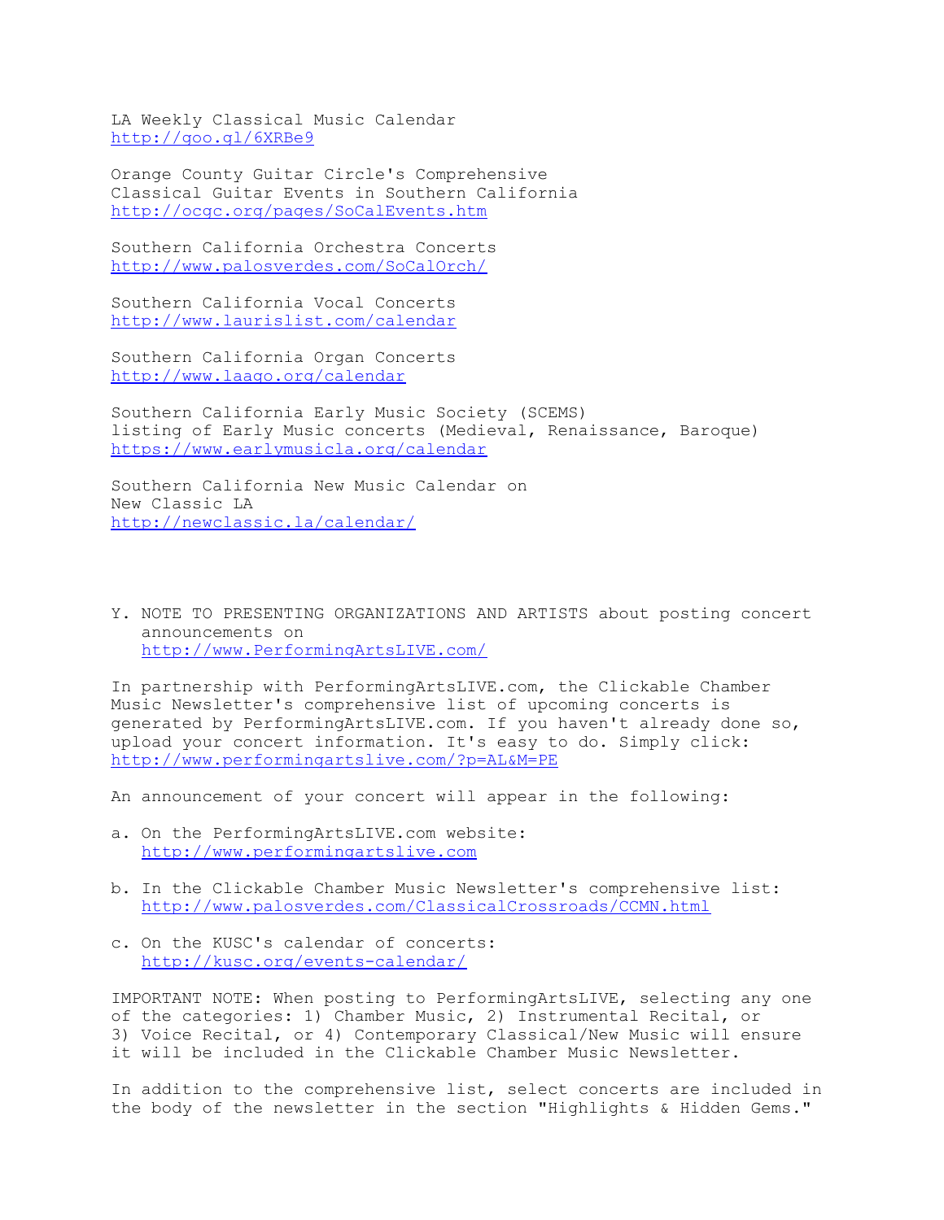LA Weekly Classical Music Calendar
http://goo.gl/6XRBe9

Orange County Guitar Circle's Comprehensive
Classical Guitar Events in Southern California
http://ocgc.org/pages/SoCalEvents.htm

Southern California Orchestra Concerts
http://www.palosverdes.com/SoCalOrch/

Southern California Vocal Concerts
http://www.laurislist.com/calendar

Southern California Organ Concerts
http://www.laago.org/calendar

Southern California Early Music Society (SCEMS)
listing of Early Music concerts (Medieval, Renaissance, Baroque)
https://www.earlymusicla.org/calendar

Southern California New Music Calendar on
New Classic LA
http://newclassic.la/calendar/

Y. NOTE TO PRESENTING ORGANIZATIONS AND ARTISTS about posting concert announcements on
http://www.PerformingArtsLIVE.com/

In partnership with PerformingArtsLIVE.com, the Clickable Chamber Music Newsletter's comprehensive list of upcoming concerts is generated by PerformingArtsLIVE.com. If you haven't already done so, upload your concert information. It's easy to do. Simply click:
http://www.performingartslive.com/?p=AL&M=PE

An announcement of your concert will appear in the following:

a. On the PerformingArtsLIVE.com website:
   http://www.performingartslive.com

b. In the Clickable Chamber Music Newsletter's comprehensive list:
   http://www.palosverdes.com/ClassicalCrossroads/CCMN.html

c. On the KUSC's calendar of concerts:
   http://kusc.org/events-calendar/

IMPORTANT NOTE: When posting to PerformingArtsLIVE, selecting any one of the categories: 1) Chamber Music, 2) Instrumental Recital, or 3) Voice Recital, or 4) Contemporary Classical/New Music will ensure it will be included in the Clickable Chamber Music Newsletter.

In addition to the comprehensive list, select concerts are included in the body of the newsletter in the section "Highlights & Hidden Gems."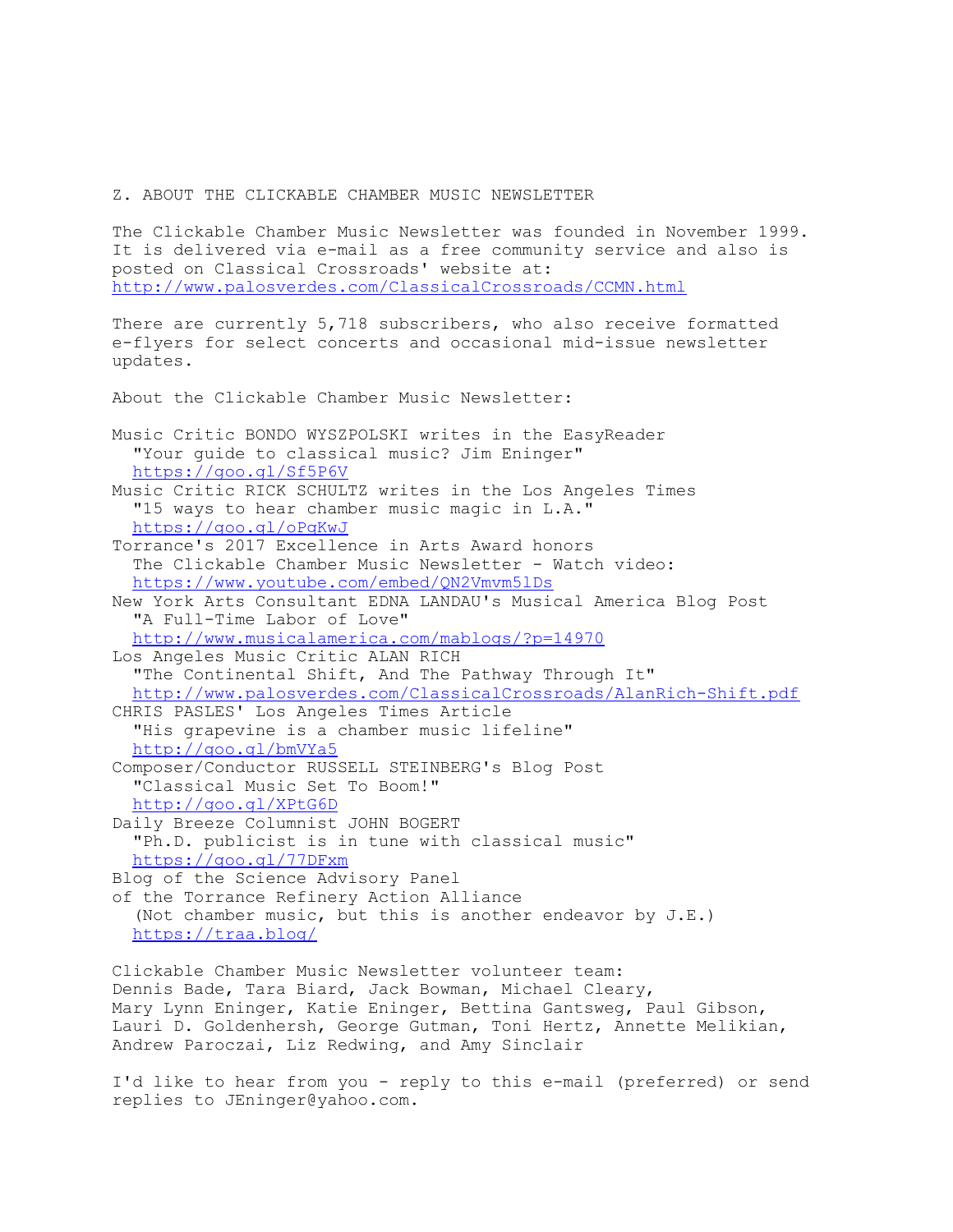## Z. ABOUT THE CLICKABLE CHAMBER MUSIC NEWSLETTER

The Clickable Chamber Music Newsletter was founded in November 1999. It is delivered via e-mail as a free community service and also is posted on Classical Crossroads' website at:
http://www.palosverdes.com/ClassicalCrossroads/CCMN.html

There are currently 5,718 subscribers, who also receive formatted e-flyers for select concerts and occasional mid-issue newsletter updates.

About the Clickable Chamber Music Newsletter:

Music Critic BONDO WYSZPOLSKI writes in the EasyReader
  "Your guide to classical music? Jim Eninger"
  https://goo.gl/Sf5P6V
Music Critic RICK SCHULTZ writes in the Los Angeles Times
  "15 ways to hear chamber music magic in L.A."
  https://goo.gl/oPgKwJ
Torrance's 2017 Excellence in Arts Award honors
  The Clickable Chamber Music Newsletter - Watch video:
  https://www.youtube.com/embed/QN2Vmvm5lDs
New York Arts Consultant EDNA LANDAU's Musical America Blog Post
  "A Full-Time Labor of Love"
  http://www.musicalamerica.com/mablogs/?p=14970
Los Angeles Music Critic ALAN RICH
  "The Continental Shift, And The Pathway Through It"
  http://www.palosverdes.com/ClassicalCrossroads/AlanRich-Shift.pdf
CHRIS PASLES' Los Angeles Times Article
  "His grapevine is a chamber music lifeline"
  http://goo.gl/bmVYa5
Composer/Conductor RUSSELL STEINBERG's Blog Post
  "Classical Music Set To Boom!"
  http://goo.gl/XPtG6D
Daily Breeze Columnist JOHN BOGERT
  "Ph.D. publicist is in tune with classical music"
  https://goo.gl/77DFxm
Blog of the Science Advisory Panel
of the Torrance Refinery Action Alliance
  (Not chamber music, but this is another endeavor by J.E.)
  https://traa.blog/

Clickable Chamber Music Newsletter volunteer team:
Dennis Bade, Tara Biard, Jack Bowman, Michael Cleary, Mary Lynn Eninger, Katie Eninger, Bettina Gantsweg, Paul Gibson, Lauri D. Goldenhersh, George Gutman, Toni Hertz, Annette Melikian, Andrew Paroczai, Liz Redwing, and Amy Sinclair

I'd like to hear from you - reply to this e-mail (preferred) or send replies to JEninger@yahoo.com.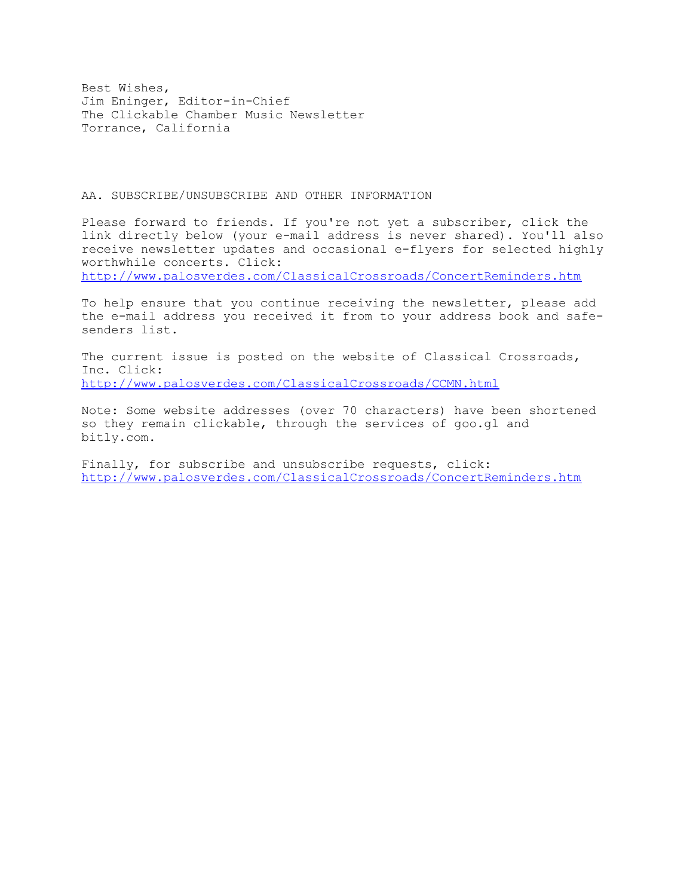Best Wishes,
Jim Eninger, Editor-in-Chief
The Clickable Chamber Music Newsletter
Torrance, California

## AA. SUBSCRIBE/UNSUBSCRIBE AND OTHER INFORMATION

Please forward to friends. If you're not yet a subscriber, click the link directly below (your e-mail address is never shared). You'll also receive newsletter updates and occasional e-flyers for selected highly worthwhile concerts. Click:
http://www.palosverdes.com/ClassicalCrossroads/ConcertReminders.htm

To help ensure that you continue receiving the newsletter, please add the e-mail address you received it from to your address book and safe-senders list.

The current issue is posted on the website of Classical Crossroads, Inc. Click:
http://www.palosverdes.com/ClassicalCrossroads/CCMN.html

Note: Some website addresses (over 70 characters) have been shortened so they remain clickable, through the services of goo.gl and bitly.com.

Finally, for subscribe and unsubscribe requests, click:
http://www.palosverdes.com/ClassicalCrossroads/ConcertReminders.htm